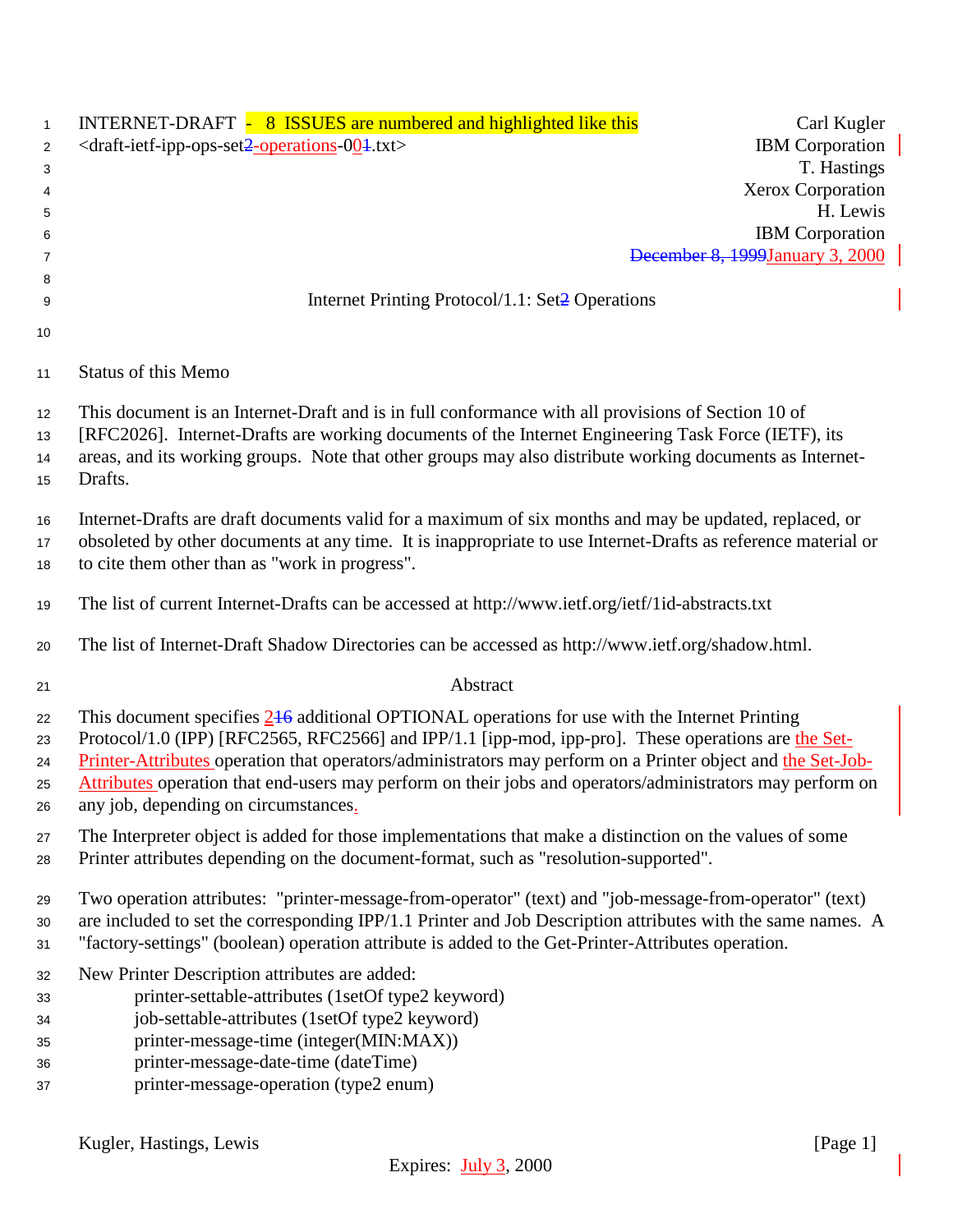INTERNET-DRAFT - 8 ISSUES are numbered and highlighted like this — Carl Kugler
<draft-ietf-ipp-ops-set2-operations-001.txt> — IBM Corporation

T. Hastings
Xerox Corporation
H. Lewis
IBM Corporation
~~December 8, 1999~~January 3, 2000

# Internet Printing Protocol/1.1: Set2 Operations

## Status of this Memo

This document is an Internet-Draft and is in full conformance with all provisions of Section 10 of [RFC2026]. Internet-Drafts are working documents of the Internet Engineering Task Force (IETF), its areas, and its working groups. Note that other groups may also distribute working documents as Internet-Drafts.

Internet-Drafts are draft documents valid for a maximum of six months and may be updated, replaced, or obsoleted by other documents at any time. It is inappropriate to use Internet-Drafts as reference material or to cite them other than as "work in progress".

The list of current Internet-Drafts can be accessed at http://www.ietf.org/ietf/1id-abstracts.txt

The list of Internet-Draft Shadow Directories can be accessed as http://www.ietf.org/shadow.html.

## Abstract

This document specifies 216 additional OPTIONAL operations for use with the Internet Printing Protocol/1.0 (IPP) [RFC2565, RFC2566] and IPP/1.1 [ipp-mod, ipp-pro]. These operations are the Set-Printer-Attributes operation that operators/administrators may perform on a Printer object and the Set-Job-Attributes operation that end-users may perform on their jobs and operators/administrators may perform on any job, depending on circumstances.

The Interpreter object is added for those implementations that make a distinction on the values of some Printer attributes depending on the document-format, such as "resolution-supported".

Two operation attributes: "printer-message-from-operator" (text) and "job-message-from-operator" (text) are included to set the corresponding IPP/1.1 Printer and Job Description attributes with the same names. A "factory-settings" (boolean) operation attribute is added to the Get-Printer-Attributes operation.

New Printer Description attributes are added:

- printer-settable-attributes (1setOf type2 keyword)
- job-settable-attributes (1setOf type2 keyword)
- printer-message-time (integer(MIN:MAX))
- printer-message-date-time (dateTime)
- printer-message-operation (type2 enum)

Expires: July 3, 2000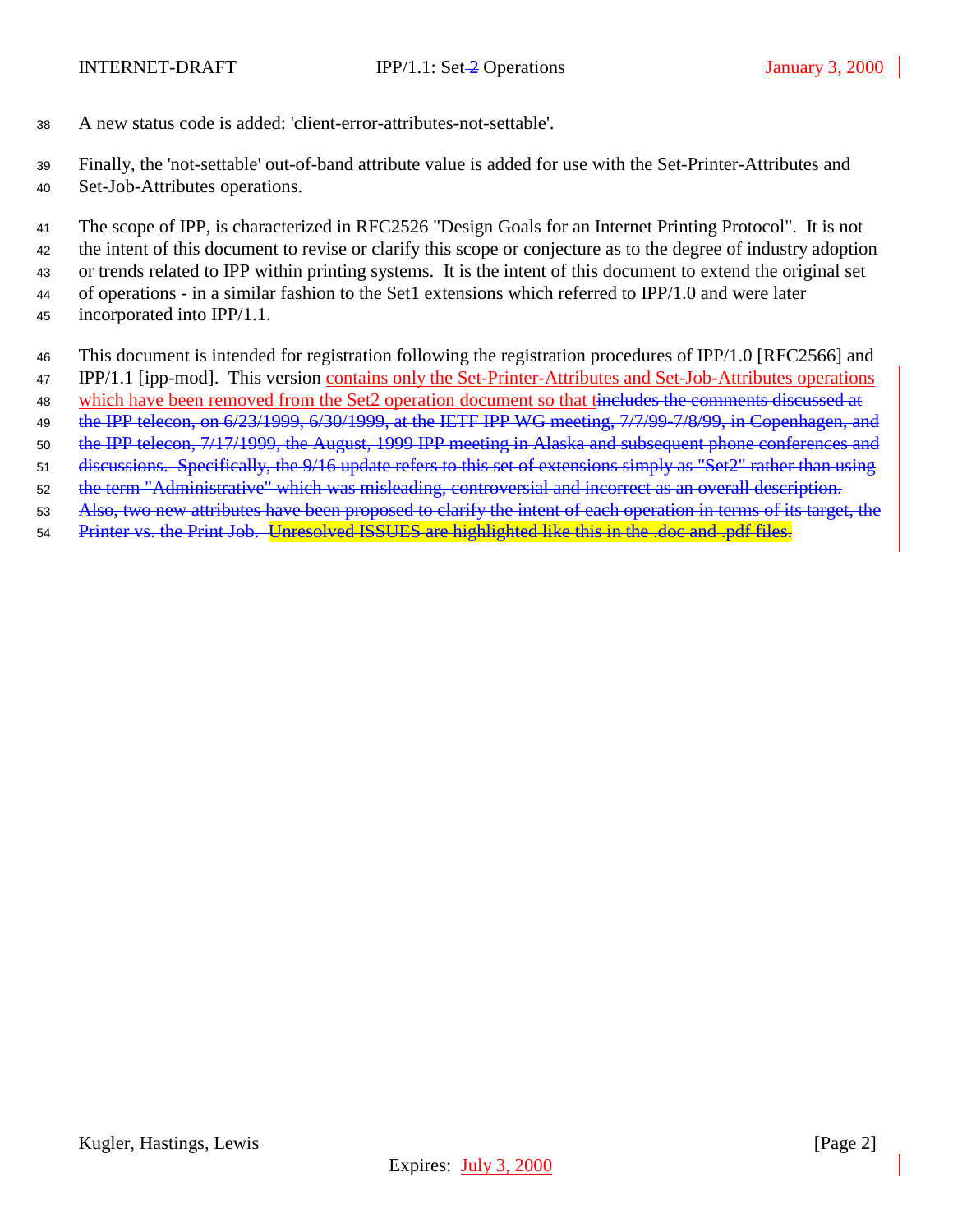A new status code is added: 'client-error-attributes-not-settable'.

Finally, the 'not-settable' out-of-band attribute value is added for use with the Set-Printer-Attributes and Set-Job-Attributes operations.

The scope of IPP, is characterized in RFC2526 "Design Goals for an Internet Printing Protocol". It is not the intent of this document to revise or clarify this scope or conjecture as to the degree of industry adoption or trends related to IPP within printing systems. It is the intent of this document to extend the original set of operations - in a similar fashion to the Set1 extensions which referred to IPP/1.0 and were later incorporated into IPP/1.1.

This document is intended for registration following the registration procedures of IPP/1.0 [RFC2566] and IPP/1.1 [ipp-mod]. This version contains only the Set-Printer-Attributes and Set-Job-Attributes operations which have been removed from the Set2 operation document so that t~~includes the comments discussed at the IPP telecon, on 6/23/1999, 6/30/1999, at the IETF IPP WG meeting, 7/7/99-7/8/99, in Copenhagen, and the IPP telecon, 7/17/1999, the August, 1999 IPP meeting in Alaska and subsequent phone conferences and discussions. Specifically, the 9/16 update refers to this set of extensions simply as "Set2" rather than using the term "Administrative" which was misleading, controversial and incorrect as an overall description. Also, two new attributes have been proposed to clarify the intent of each operation in terms of its target, the Printer vs. the Print Job. Unresolved ISSUES are highlighted like this in the .doc and .pdf files.~~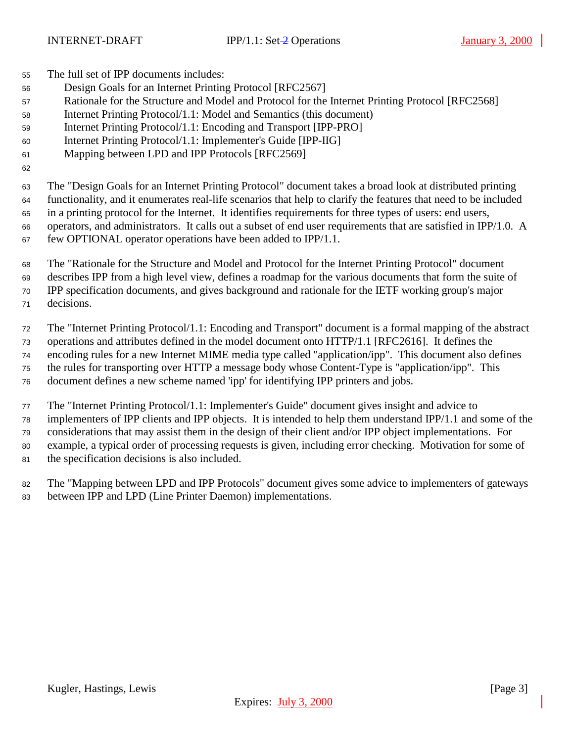The full set of IPP documents includes:

- Design Goals for an Internet Printing Protocol [RFC2567]
- Rationale for the Structure and Model and Protocol for the Internet Printing Protocol [RFC2568]
- Internet Printing Protocol/1.1: Model and Semantics (this document)
- Internet Printing Protocol/1.1: Encoding and Transport [IPP-PRO]
- Internet Printing Protocol/1.1: Implementer's Guide [IPP-IIG]
- Mapping between LPD and IPP Protocols [RFC2569]

The "Design Goals for an Internet Printing Protocol" document takes a broad look at distributed printing functionality, and it enumerates real-life scenarios that help to clarify the features that need to be included in a printing protocol for the Internet. It identifies requirements for three types of users: end users, operators, and administrators. It calls out a subset of end user requirements that are satisfied in IPP/1.0. A few OPTIONAL operator operations have been added to IPP/1.1.

The "Rationale for the Structure and Model and Protocol for the Internet Printing Protocol" document describes IPP from a high level view, defines a roadmap for the various documents that form the suite of IPP specification documents, and gives background and rationale for the IETF working group's major decisions.

The "Internet Printing Protocol/1.1: Encoding and Transport" document is a formal mapping of the abstract operations and attributes defined in the model document onto HTTP/1.1 [RFC2616]. It defines the encoding rules for a new Internet MIME media type called "application/ipp". This document also defines the rules for transporting over HTTP a message body whose Content-Type is "application/ipp". This document defines a new scheme named 'ipp' for identifying IPP printers and jobs.

The "Internet Printing Protocol/1.1: Implementer's Guide" document gives insight and advice to implementers of IPP clients and IPP objects. It is intended to help them understand IPP/1.1 and some of the considerations that may assist them in the design of their client and/or IPP object implementations. For example, a typical order of processing requests is given, including error checking. Motivation for some of the specification decisions is also included.

The "Mapping between LPD and IPP Protocols" document gives some advice to implementers of gateways between IPP and LPD (Line Printer Daemon) implementations.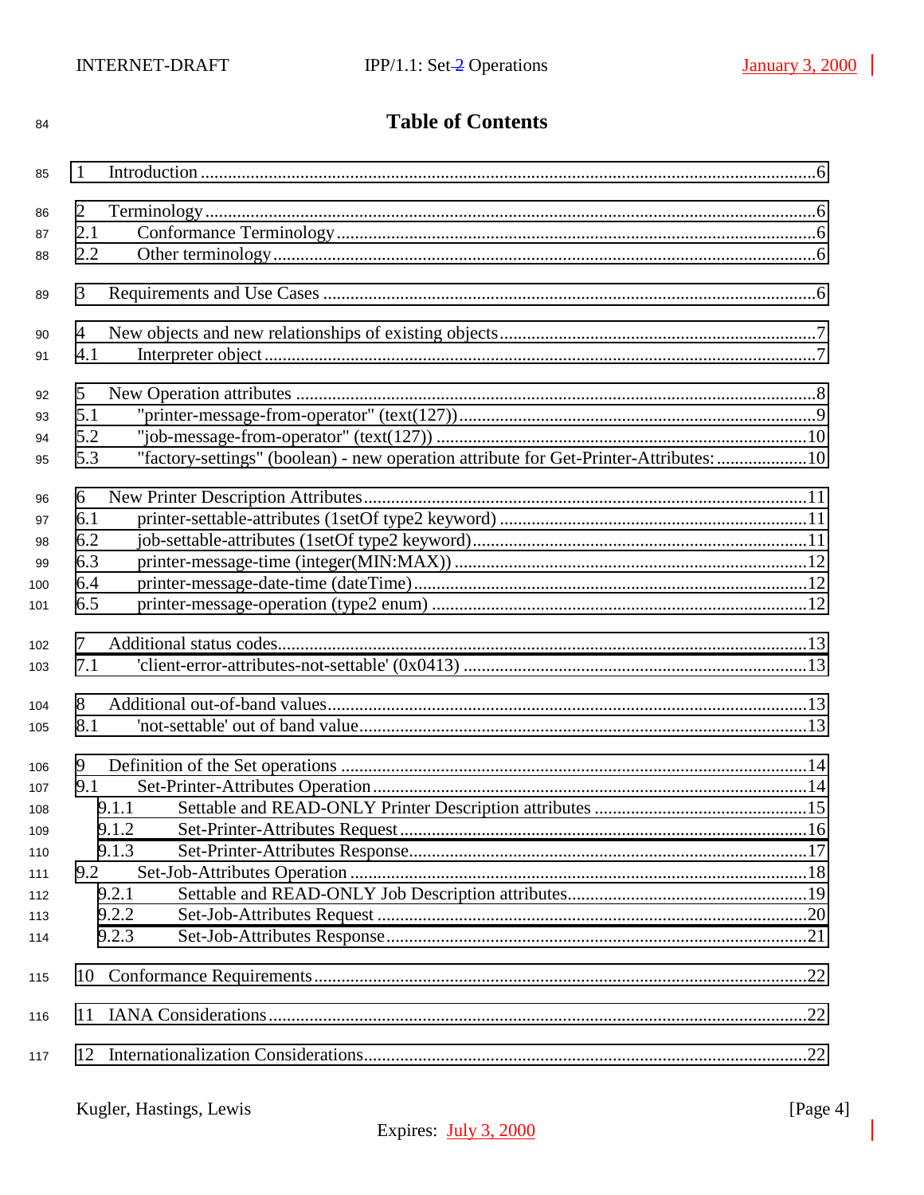# Table of Contents

1 Introduction ........................................................................................................................6

2 Terminology ........................................................................................................................6
2.1 Conformance Terminology ..........................................................................................6
2.2 Other terminology ........................................................................................................6

3 Requirements and Use Cases ...........................................................................................6

4 New objects and new relationships of existing objects .....................................................7
4.1 Interpreter object ..........................................................................................................7

5 New Operation attributes ...................................................................................................8
5.1 "printer-message-from-operator" (text(127)) ...............................................................9
5.2 "job-message-from-operator" (text(127)) ..................................................................10
5.3 "factory-settings" (boolean) - new operation attribute for Get-Printer-Attributes: ....................10

6 New Printer Description Attributes ...................................................................................11
6.1 printer-settable-attributes (1setOf type2 keyword) ....................................................11
6.2 job-settable-attributes (1setOf type2 keyword) ..........................................................11
6.3 printer-message-time (integer(MIN:MAX)) ..............................................................12
6.4 printer-message-date-time (dateTime) .......................................................................12
6.5 printer-message-operation (type2 enum) ...................................................................12

7 Additional status codes ....................................................................................................13
7.1 'client-error-attributes-not-settable' (0x0413) ............................................................13

8 Additional out-of-band values ..........................................................................................13
8.1 'not-settable' out of band value ...................................................................................13

9 Definition of the Set operations .......................................................................................14
9.1 Set-Printer-Attributes Operation ................................................................................14
9.1.1 Settable and READ-ONLY Printer Description attributes ...............................................15
9.1.2 Set-Printer-Attributes Request ..........................................................................................16
9.1.3 Set-Printer-Attributes Response ........................................................................................17
9.2 Set-Job-Attributes Operation ......................................................................................18
9.2.1 Settable and READ-ONLY Job Description attributes .....................................................19
9.2.2 Set-Job-Attributes Request ...............................................................................................20
9.2.3 Set-Job-Attributes Response .............................................................................................21

10 Conformance Requirements ...........................................................................................22

11 IANA Considerations .....................................................................................................22

12 Internationalization Considerations ...............................................................................22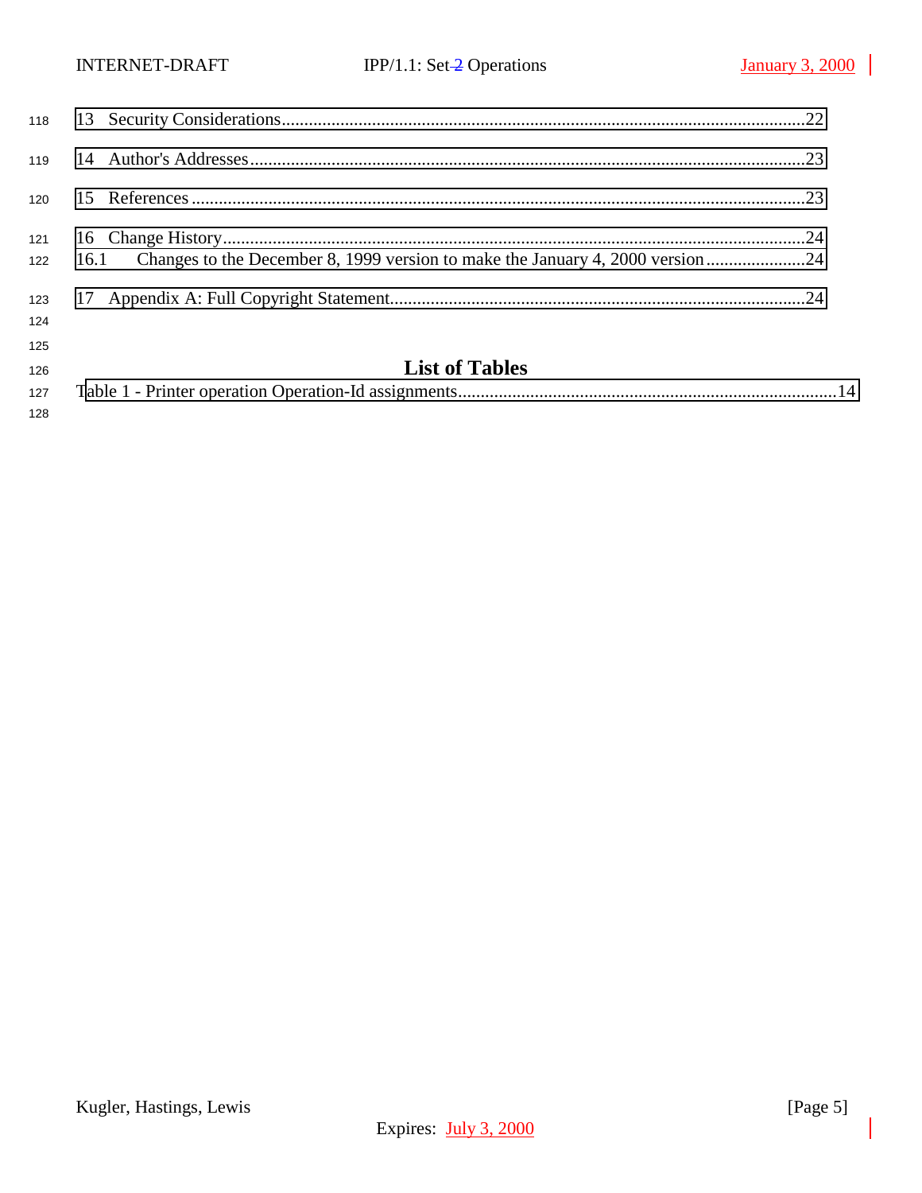13 Security Considerations....................................................................................................................22

14 Author's Addresses...........................................................................................................................23

15 References.........................................................................................................................................23

16 Change History.................................................................................................................................24
16.1 Changes to the December 8, 1999 version to make the January 4, 2000 version......................24

17 Appendix A: Full Copyright Statement...........................................................................................24

## List of Tables

Table 1 - Printer operation Operation-Id assignments....................................................................................14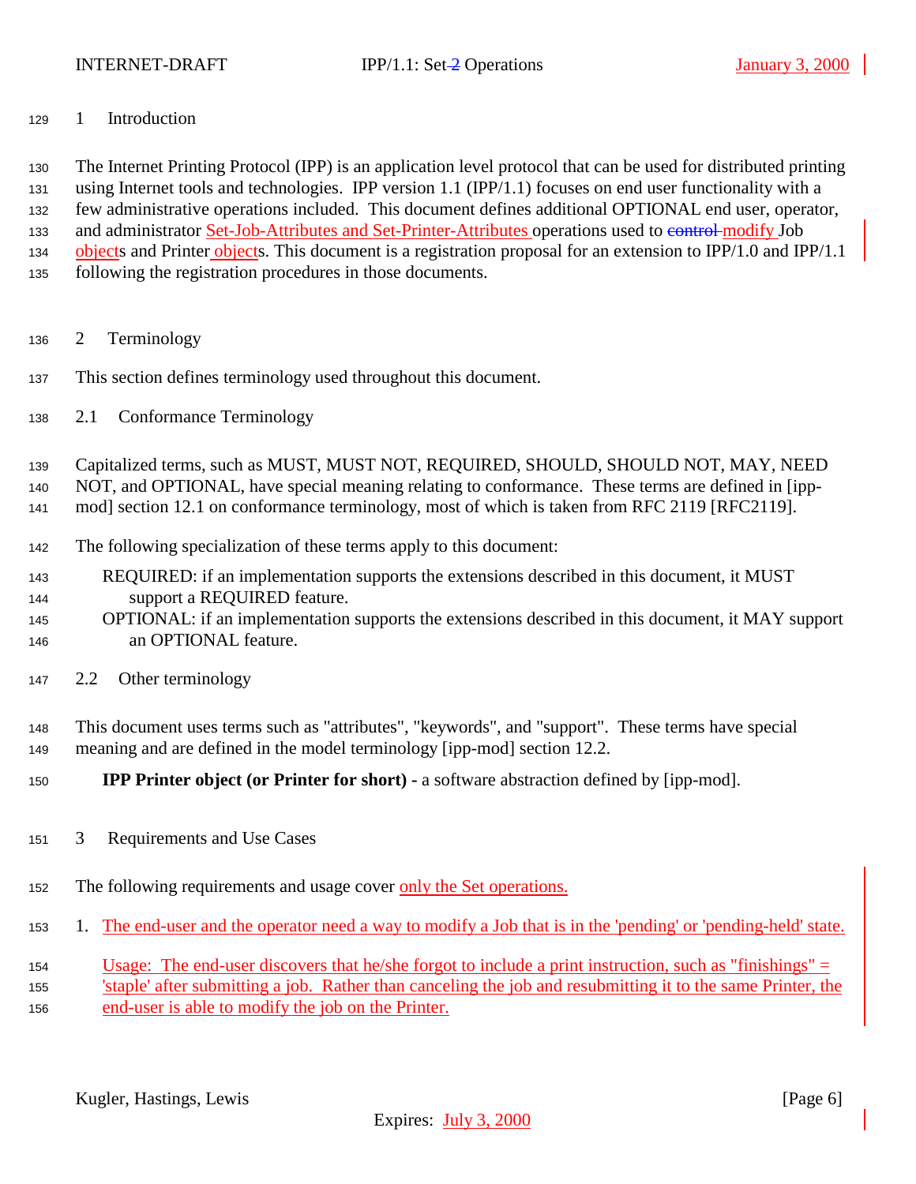# 1 Introduction

The Internet Printing Protocol (IPP) is an application level protocol that can be used for distributed printing using Internet tools and technologies. IPP version 1.1 (IPP/1.1) focuses on end user functionality with a few administrative operations included. This document defines additional OPTIONAL end user, operator, and administrator Set-Job-Attributes and Set-Printer-Attributes operations used to ~~control~~ modify Job objects and Printer objects. This document is a registration proposal for an extension to IPP/1.0 and IPP/1.1 following the registration procedures in those documents.

# 2 Terminology

This section defines terminology used throughout this document.

## 2.1 Conformance Terminology

Capitalized terms, such as MUST, MUST NOT, REQUIRED, SHOULD, SHOULD NOT, MAY, NEED NOT, and OPTIONAL, have special meaning relating to conformance. These terms are defined in [ipp-mod] section 12.1 on conformance terminology, most of which is taken from RFC 2119 [RFC2119].

The following specialization of these terms apply to this document:

REQUIRED: if an implementation supports the extensions described in this document, it MUST support a REQUIRED feature.

OPTIONAL: if an implementation supports the extensions described in this document, it MAY support an OPTIONAL feature.

## 2.2 Other terminology

This document uses terms such as "attributes", "keywords", and "support". These terms have special meaning and are defined in the model terminology [ipp-mod] section 12.2.

**IPP Printer object (or Printer for short) -** a software abstraction defined by [ipp-mod].

# 3 Requirements and Use Cases

The following requirements and usage cover only the Set operations.

1. The end-user and the operator need a way to modify a Job that is in the 'pending' or 'pending-held' state.

   Usage: The end-user discovers that he/she forgot to include a print instruction, such as "finishings" = 'staple' after submitting a job. Rather than canceling the job and resubmitting it to the same Printer, the end-user is able to modify the job on the Printer.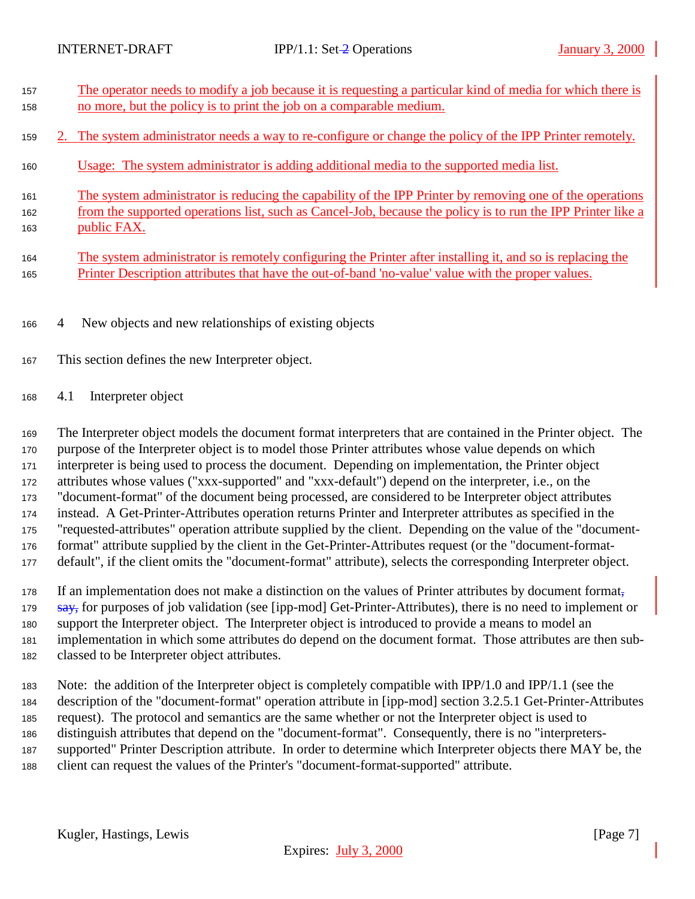The operator needs to modify a job because it is requesting a particular kind of media for which there is no more, but the policy is to print the job on a comparable medium.

2. The system administrator needs a way to re-configure or change the policy of the IPP Printer remotely.

   Usage: The system administrator is adding additional media to the supported media list.

   The system administrator is reducing the capability of the IPP Printer by removing one of the operations from the supported operations list, such as Cancel-Job, because the policy is to run the IPP Printer like a public FAX.

   The system administrator is remotely configuring the Printer after installing it, and so is replacing the Printer Description attributes that have the out-of-band 'no-value' value with the proper values.

# 4 New objects and new relationships of existing objects

This section defines the new Interpreter object.

## 4.1 Interpreter object

The Interpreter object models the document format interpreters that are contained in the Printer object. The purpose of the Interpreter object is to model those Printer attributes whose value depends on which interpreter is being used to process the document. Depending on implementation, the Printer object attributes whose values ("xxx-supported" and "xxx-default") depend on the interpreter, i.e., on the "document-format" of the document being processed, are considered to be Interpreter object attributes instead. A Get-Printer-Attributes operation returns Printer and Interpreter attributes as specified in the "requested-attributes" operation attribute supplied by the client. Depending on the value of the "document-format" attribute supplied by the client in the Get-Printer-Attributes request (or the "document-format-default", if the client omits the "document-format" attribute), selects the corresponding Interpreter object.

If an implementation does not make a distinction on the values of Printer attributes by document format, say, for purposes of job validation (see [ipp-mod] Get-Printer-Attributes), there is no need to implement or support the Interpreter object. The Interpreter object is introduced to provide a means to model an implementation in which some attributes do depend on the document format. Those attributes are then sub-classed to be Interpreter object attributes.

Note: the addition of the Interpreter object is completely compatible with IPP/1.0 and IPP/1.1 (see the description of the "document-format" operation attribute in [ipp-mod] section 3.2.5.1 Get-Printer-Attributes request). The protocol and semantics are the same whether or not the Interpreter object is used to distinguish attributes that depend on the "document-format". Consequently, there is no "interpreters-supported" Printer Description attribute. In order to determine which Interpreter objects there MAY be, the client can request the values of the Printer's "document-format-supported" attribute.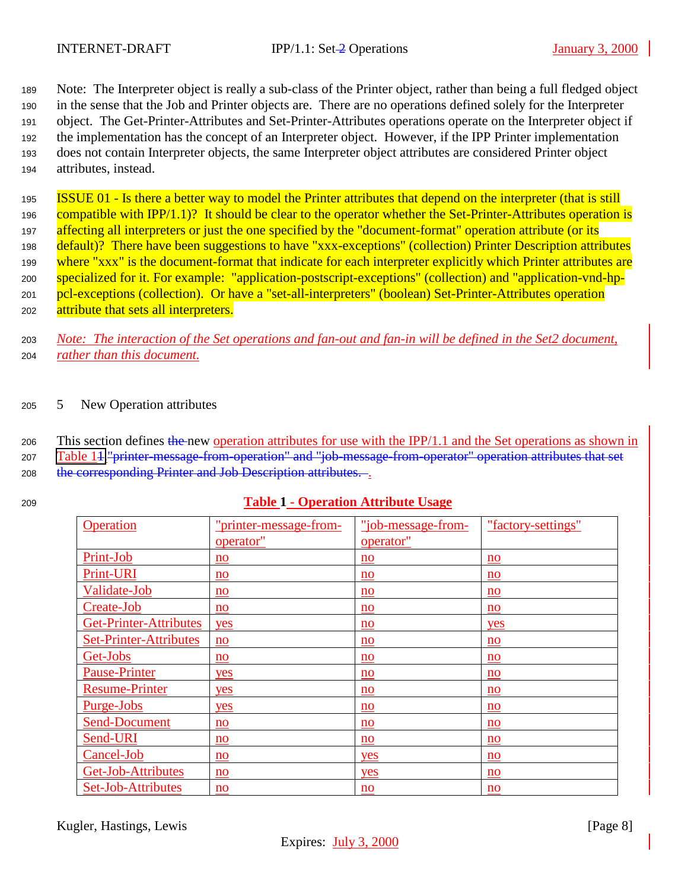Note: The Interpreter object is really a sub-class of the Printer object, rather than being a full fledged object in the sense that the Job and Printer objects are. There are no operations defined solely for the Interpreter object. The Get-Printer-Attributes and Set-Printer-Attributes operations operate on the Interpreter object if the implementation has the concept of an Interpreter object. However, if the IPP Printer implementation does not contain Interpreter objects, the same Interpreter object attributes are considered Printer object attributes, instead.

ISSUE 01 - Is there a better way to model the Printer attributes that depend on the interpreter (that is still compatible with IPP/1.1)? It should be clear to the operator whether the Set-Printer-Attributes operation is affecting all interpreters or just the one specified by the "document-format" operation attribute (or its default)? There have been suggestions to have "xxx-exceptions" (collection) Printer Description attributes where "xxx" is the document-format that indicate for each interpreter explicitly which Printer attributes are specialized for it. For example: "application-postscript-exceptions" (collection) and "application-vnd-hp-pcl-exceptions (collection). Or have a "set-all-interpreters" (boolean) Set-Printer-Attributes operation attribute that sets all interpreters.

*Note: The interaction of the Set operations and fan-out and fan-in will be defined in the Set2 document, rather than this document.*

## 5 New Operation attributes

This section defines ~~the~~ new operation attributes for use with the IPP/1.1 and the Set operations as shown in Table 1~~1~~ ~~"printer-message-from-operation" and "job-message-from-operator" operation attributes that set the corresponding Printer and Job Description attributes.~~ .

**Table 1 - Operation Attribute Usage**

| Operation | "printer-message-from-operator" | "job-message-from-operator" | "factory-settings" |
|---|---|---|---|
| Print-Job | no | no | no |
| Print-URI | no | no | no |
| Validate-Job | no | no | no |
| Create-Job | no | no | no |
| Get-Printer-Attributes | yes | no | yes |
| Set-Printer-Attributes | no | no | no |
| Get-Jobs | no | no | no |
| Pause-Printer | yes | no | no |
| Resume-Printer | yes | no | no |
| Purge-Jobs | yes | no | no |
| Send-Document | no | no | no |
| Send-URI | no | no | no |
| Cancel-Job | no | yes | no |
| Get-Job-Attributes | no | yes | no |
| Set-Job-Attributes | no | no | no |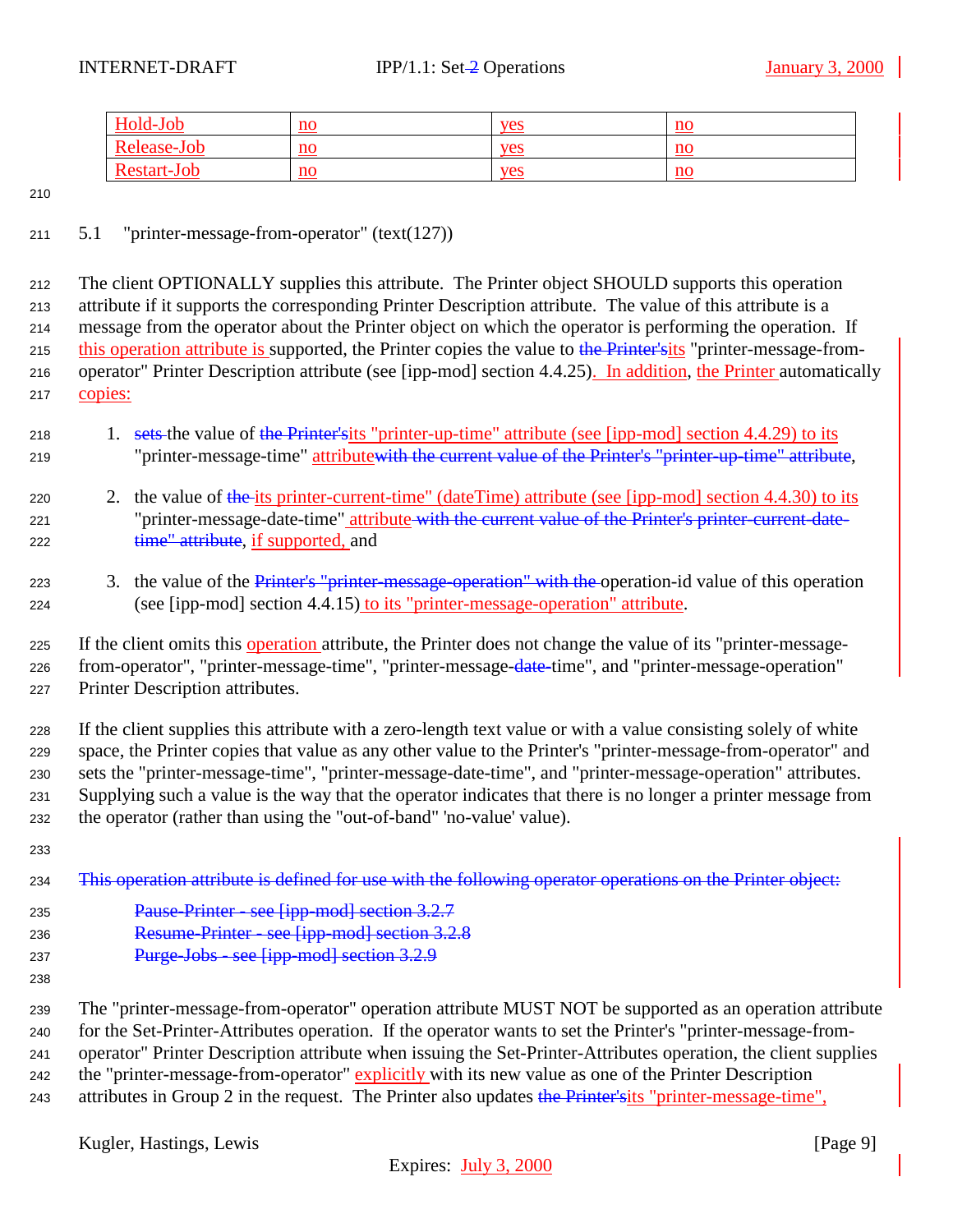| Hold-Job | no | yes | no |
|---|---|---|---|
| Release-Job | no | yes | no |
| Restart-Job | no | yes | no |

## 5.1 "printer-message-from-operator" (text(127))

The client OPTIONALLY supplies this attribute. The Printer object SHOULD supports this operation attribute if it supports the corresponding Printer Description attribute. The value of this attribute is a message from the operator about the Printer object on which the operator is performing the operation. If this operation attribute is supported, the Printer copies the value to ~~the Printer's~~its "printer-message-from-operator" Printer Description attribute (see [ipp-mod] section 4.4.25). In addition, the Printer automatically copies:

1. ~~sets~~ the value of ~~the Printer's~~its "printer-up-time" attribute (see [ipp-mod] section 4.4.29) to its "printer-message-time" attribute~~with the current value of the Printer's "printer-up-time" attribute~~,

2. the value of ~~the~~ its printer-current-time" (dateTime) attribute (see [ipp-mod] section 4.4.30) to its "printer-message-date-time" attribute ~~with the current value of the Printer's printer-current-date-time" attribute~~, if supported, and

3. the value of the ~~Printer's "printer-message-operation" with the~~ operation-id value of this operation (see [ipp-mod] section 4.4.15) to its "printer-message-operation" attribute.

If the client omits this operation attribute, the Printer does not change the value of its "printer-message-from-operator", "printer-message-time", "printer-message-~~date-~~time", and "printer-message-operation" Printer Description attributes.

If the client supplies this attribute with a zero-length text value or with a value consisting solely of white space, the Printer copies that value as any other value to the Printer's "printer-message-from-operator" and sets the "printer-message-time", "printer-message-date-time", and "printer-message-operation" attributes. Supplying such a value is the way that the operator indicates that there is no longer a printer message from the operator (rather than using the "out-of-band" 'no-value' value).

~~This operation attribute is defined for use with the following operator operations on the Printer object:~~

~~Pause-Printer - see [ipp-mod] section 3.2.7~~
~~Resume-Printer - see [ipp-mod] section 3.2.8~~
~~Purge-Jobs - see [ipp-mod] section 3.2.9~~

The "printer-message-from-operator" operation attribute MUST NOT be supported as an operation attribute for the Set-Printer-Attributes operation. If the operator wants to set the Printer's "printer-message-from-operator" Printer Description attribute when issuing the Set-Printer-Attributes operation, the client supplies the "printer-message-from-operator" explicitly with its new value as one of the Printer Description attributes in Group 2 in the request. The Printer also updates ~~the Printer's~~its "printer-message-time",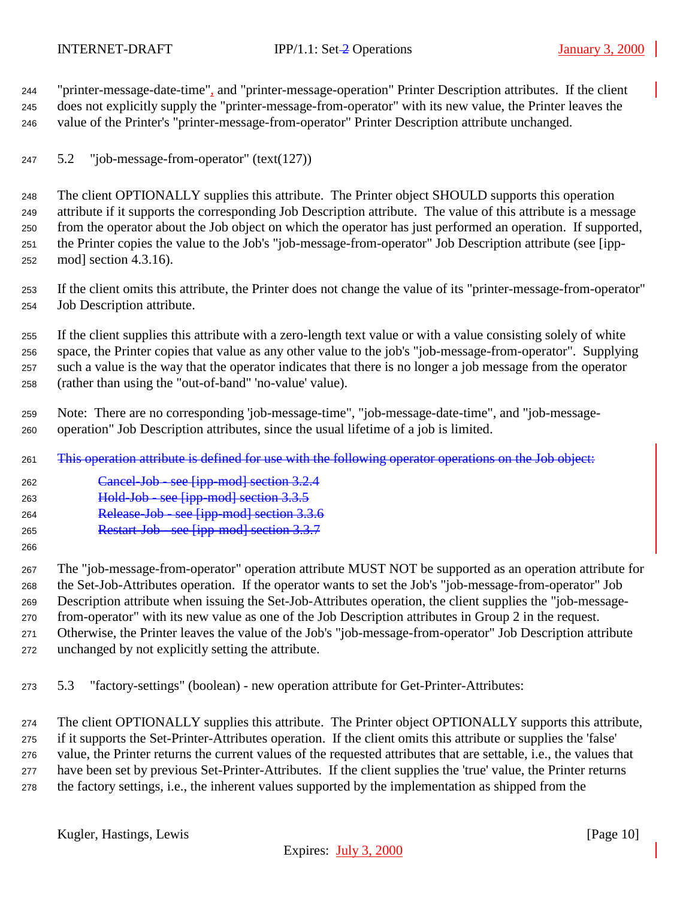"printer-message-date-time", and "printer-message-operation" Printer Description attributes. If the client does not explicitly supply the "printer-message-from-operator" with its new value, the Printer leaves the value of the Printer's "printer-message-from-operator" Printer Description attribute unchanged.

## 5.2 "job-message-from-operator" (text(127))

The client OPTIONALLY supplies this attribute. The Printer object SHOULD supports this operation attribute if it supports the corresponding Job Description attribute. The value of this attribute is a message from the operator about the Job object on which the operator has just performed an operation. If supported, the Printer copies the value to the Job's "job-message-from-operator" Job Description attribute (see [ipp-mod] section 4.3.16).

If the client omits this attribute, the Printer does not change the value of its "printer-message-from-operator" Job Description attribute.

If the client supplies this attribute with a zero-length text value or with a value consisting solely of white space, the Printer copies that value as any other value to the job's "job-message-from-operator". Supplying such a value is the way that the operator indicates that there is no longer a job message from the operator (rather than using the "out-of-band" 'no-value' value).

Note: There are no corresponding 'job-message-time", "job-message-date-time", and "job-message-operation" Job Description attributes, since the usual lifetime of a job is limited.

~~This operation attribute is defined for use with the following operator operations on the Job object:~~

- ~~Cancel-Job - see [ipp-mod] section 3.2.4~~
- ~~Hold-Job - see [ipp-mod] section 3.3.5~~
- ~~Release-Job - see [ipp-mod] section 3.3.6~~
- ~~Restart-Job - see [ipp-mod] section 3.3.7~~

The "job-message-from-operator" operation attribute MUST NOT be supported as an operation attribute for the Set-Job-Attributes operation. If the operator wants to set the Job's "job-message-from-operator" Job Description attribute when issuing the Set-Job-Attributes operation, the client supplies the "job-message-from-operator" with its new value as one of the Job Description attributes in Group 2 in the request. Otherwise, the Printer leaves the value of the Job's "job-message-from-operator" Job Description attribute unchanged by not explicitly setting the attribute.

## 5.3 "factory-settings" (boolean) - new operation attribute for Get-Printer-Attributes:

The client OPTIONALLY supplies this attribute. The Printer object OPTIONALLY supports this attribute, if it supports the Set-Printer-Attributes operation. If the client omits this attribute or supplies the 'false' value, the Printer returns the current values of the requested attributes that are settable, i.e., the values that have been set by previous Set-Printer-Attributes. If the client supplies the 'true' value, the Printer returns the factory settings, i.e., the inherent values supported by the implementation as shipped from the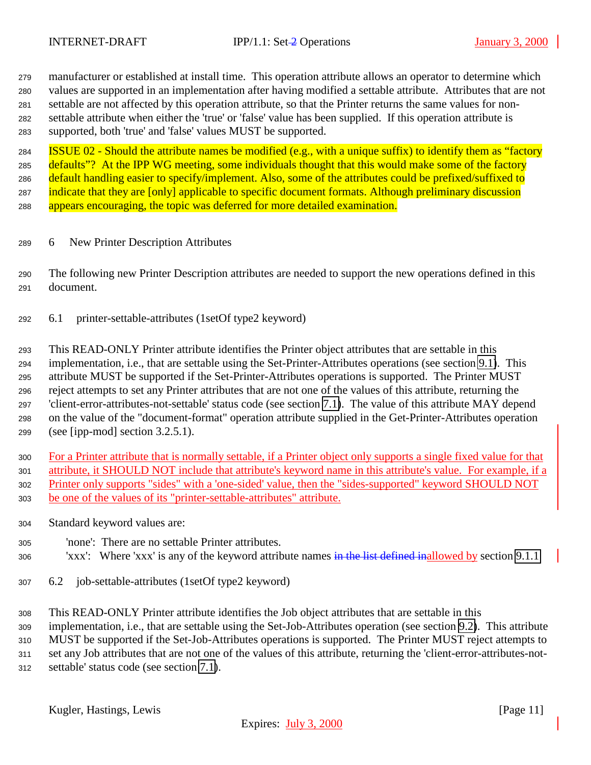manufacturer or established at install time. This operation attribute allows an operator to determine which values are supported in an implementation after having modified a settable attribute. Attributes that are not settable are not affected by this operation attribute, so that the Printer returns the same values for non-settable attribute when either the 'true' or 'false' value has been supplied. If this operation attribute is supported, both 'true' and 'false' values MUST be supported.

ISSUE 02 - Should the attribute names be modified (e.g., with a unique suffix) to identify them as "factory defaults"? At the IPP WG meeting, some individuals thought that this would make some of the factory default handling easier to specify/implement. Also, some of the attributes could be prefixed/suffixed to indicate that they are [only] applicable to specific document formats. Although preliminary discussion appears encouraging, the topic was deferred for more detailed examination.

# 6 New Printer Description Attributes

The following new Printer Description attributes are needed to support the new operations defined in this document.

## 6.1 printer-settable-attributes (1setOf type2 keyword)

This READ-ONLY Printer attribute identifies the Printer object attributes that are settable in this implementation, i.e., that are settable using the Set-Printer-Attributes operations (see section 9.1). This attribute MUST be supported if the Set-Printer-Attributes operations is supported. The Printer MUST reject attempts to set any Printer attributes that are not one of the values of this attribute, returning the 'client-error-attributes-not-settable' status code (see section 7.1). The value of this attribute MAY depend on the value of the "document-format" operation attribute supplied in the Get-Printer-Attributes operation (see [ipp-mod] section 3.2.5.1).

For a Printer attribute that is normally settable, if a Printer object only supports a single fixed value for that attribute, it SHOULD NOT include that attribute's keyword name in this attribute's value. For example, if a Printer only supports "sides" with a 'one-sided' value, then the "sides-supported" keyword SHOULD NOT be one of the values of its "printer-settable-attributes" attribute.

Standard keyword values are:

'none': There are no settable Printer attributes.
'xxx': Where 'xxx' is any of the keyword attribute names ~~in the list defined in~~allowed by section 9.1.1

## 6.2 job-settable-attributes (1setOf type2 keyword)

This READ-ONLY Printer attribute identifies the Job object attributes that are settable in this implementation, i.e., that are settable using the Set-Job-Attributes operation (see section 9.2). This attribute MUST be supported if the Set-Job-Attributes operations is supported. The Printer MUST reject attempts to set any Job attributes that are not one of the values of this attribute, returning the 'client-error-attributes-not-settable' status code (see section 7.1).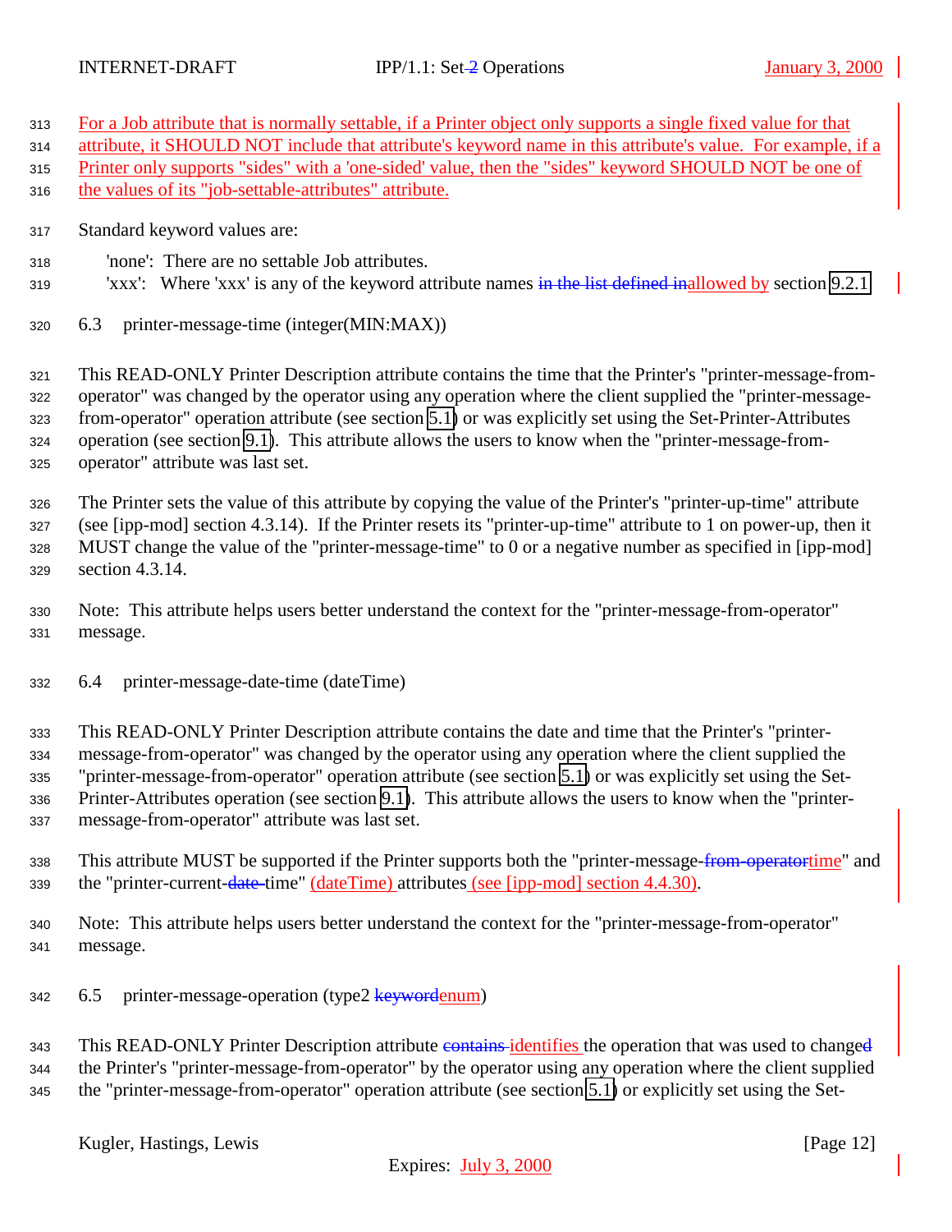For a Job attribute that is normally settable, if a Printer object only supports a single fixed value for that attribute, it SHOULD NOT include that attribute's keyword name in this attribute's value. For example, if a Printer only supports "sides" with a 'one-sided' value, then the "sides" keyword SHOULD NOT be one of the values of its "job-settable-attributes" attribute.

Standard keyword values are:

'none': There are no settable Job attributes.
'xxx': Where 'xxx' is any of the keyword attribute names ~~in the list defined in~~allowed by section 9.2.1

### 6.3 printer-message-time (integer(MIN:MAX))

This READ-ONLY Printer Description attribute contains the time that the Printer's "printer-message-from-operator" was changed by the operator using any operation where the client supplied the "printer-message-from-operator" operation attribute (see section 5.1) or was explicitly set using the Set-Printer-Attributes operation (see section 9.1). This attribute allows the users to know when the "printer-message-from-operator" attribute was last set.

The Printer sets the value of this attribute by copying the value of the Printer's "printer-up-time" attribute (see [ipp-mod] section 4.3.14). If the Printer resets its "printer-up-time" attribute to 1 on power-up, then it MUST change the value of the "printer-message-time" to 0 or a negative number as specified in [ipp-mod] section 4.3.14.

Note: This attribute helps users better understand the context for the "printer-message-from-operator" message.

### 6.4 printer-message-date-time (dateTime)

This READ-ONLY Printer Description attribute contains the date and time that the Printer's "printer-message-from-operator" was changed by the operator using any operation where the client supplied the "printer-message-from-operator" operation attribute (see section 5.1) or was explicitly set using the Set-Printer-Attributes operation (see section 9.1). This attribute allows the users to know when the "printer-message-from-operator" attribute was last set.

This attribute MUST be supported if the Printer supports both the "printer-message-~~from-operator~~time" and the "printer-current-~~date-~~time" (dateTime) attributes (see [ipp-mod] section 4.4.30).

Note: This attribute helps users better understand the context for the "printer-message-from-operator" message.

### 6.5 printer-message-operation (type2 ~~keyword~~enum)

This READ-ONLY Printer Description attribute ~~contains~~ identifies the operation that was used to change~~d~~ the Printer's "printer-message-from-operator" by the operator using any operation where the client supplied the "printer-message-from-operator" operation attribute (see section 5.1) or explicitly set using the Set-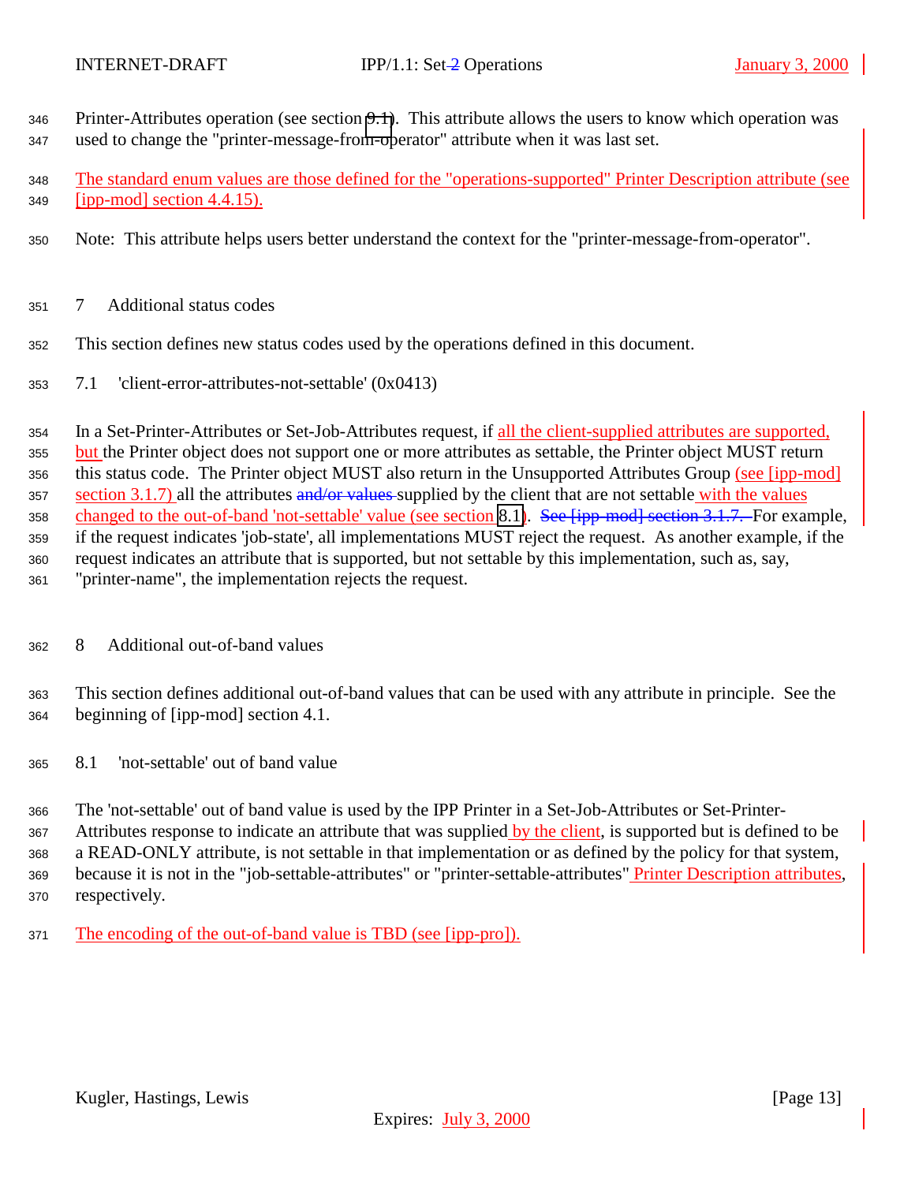Printer-Attributes operation (see section 9.1). This attribute allows the users to know which operation was used to change the "printer-message-from-operator" attribute when it was last set.

The standard enum values are those defined for the "operations-supported" Printer Description attribute (see [ipp-mod] section 4.4.15).

Note: This attribute helps users better understand the context for the "printer-message-from-operator".

## 7 Additional status codes

This section defines new status codes used by the operations defined in this document.

### 7.1 'client-error-attributes-not-settable' (0x0413)

In a Set-Printer-Attributes or Set-Job-Attributes request, if all the client-supplied attributes are supported, but the Printer object does not support one or more attributes as settable, the Printer object MUST return this status code. The Printer object MUST also return in the Unsupported Attributes Group (see [ipp-mod] section 3.1.7) all the attributes ~~and/or values~~ supplied by the client that are not settable with the values changed to the out-of-band 'not-settable' value (see section 8.1). ~~See [ipp-mod] section 3.1.7.~~ For example, if the request indicates 'job-state', all implementations MUST reject the request. As another example, if the request indicates an attribute that is supported, but not settable by this implementation, such as, say, "printer-name", the implementation rejects the request.

## 8 Additional out-of-band values

This section defines additional out-of-band values that can be used with any attribute in principle. See the beginning of [ipp-mod] section 4.1.

### 8.1 'not-settable' out of band value

The 'not-settable' out of band value is used by the IPP Printer in a Set-Job-Attributes or Set-Printer-Attributes response to indicate an attribute that was supplied by the client, is supported but is defined to be a READ-ONLY attribute, is not settable in that implementation or as defined by the policy for that system, because it is not in the "job-settable-attributes" or "printer-settable-attributes" Printer Description attributes, respectively.

The encoding of the out-of-band value is TBD (see [ipp-pro]).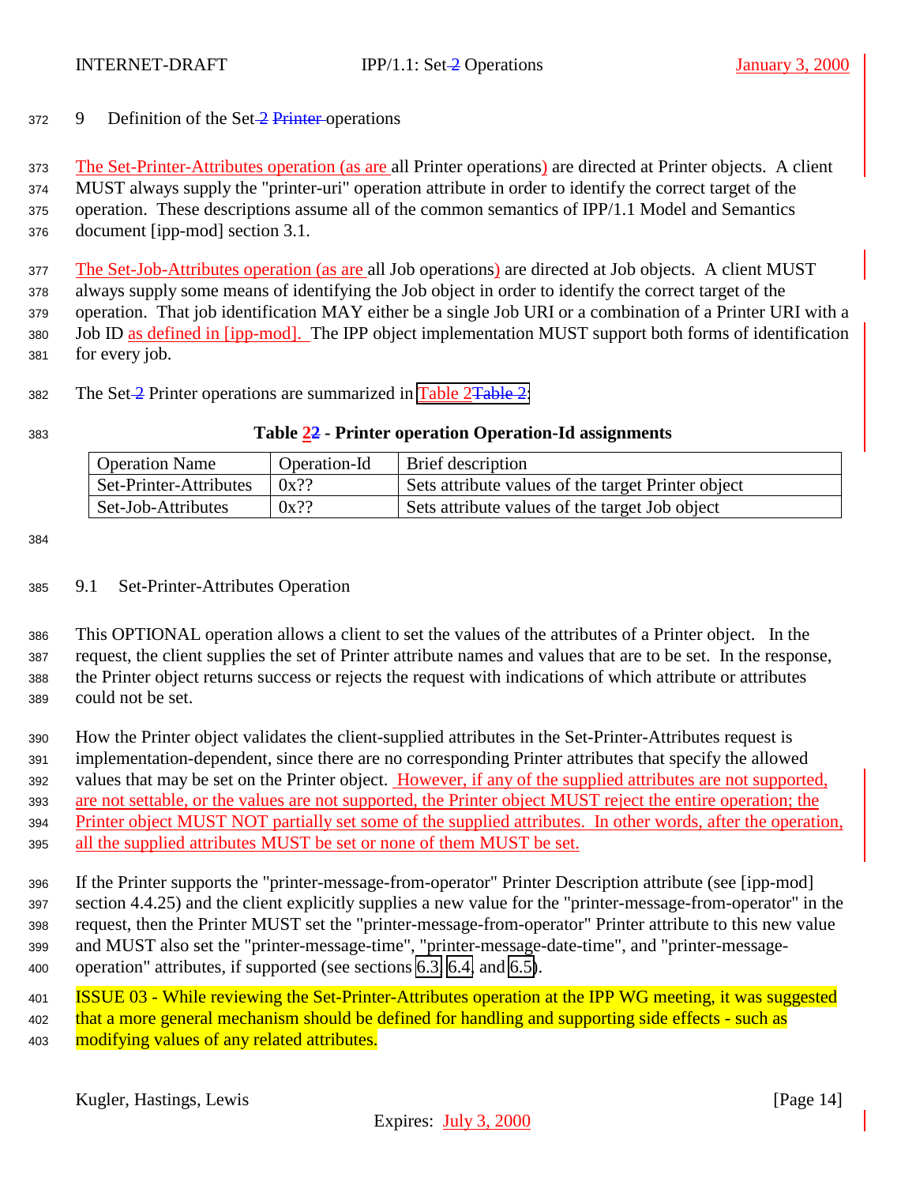## 9 Definition of the Set 2 Printer operations

The Set-Printer-Attributes operation (as are all Printer operations) are directed at Printer objects. A client MUST always supply the "printer-uri" operation attribute in order to identify the correct target of the operation. These descriptions assume all of the common semantics of IPP/1.1 Model and Semantics document [ipp-mod] section 3.1.

The Set-Job-Attributes operation (as are all Job operations) are directed at Job objects. A client MUST always supply some means of identifying the Job object in order to identify the correct target of the operation. That job identification MAY either be a single Job URI or a combination of a Printer URI with a Job ID as defined in [ipp-mod]. The IPP object implementation MUST support both forms of identification for every job.

The Set 2 Printer operations are summarized in Table 2Table 2:

**Table 22 - Printer operation Operation-Id assignments**

| Operation Name | Operation-Id | Brief description |
|---|---|---|
| Set-Printer-Attributes | 0x?? | Sets attribute values of the target Printer object |
| Set-Job-Attributes | 0x?? | Sets attribute values of the target Job object |

### 9.1 Set-Printer-Attributes Operation

This OPTIONAL operation allows a client to set the values of the attributes of a Printer object. In the request, the client supplies the set of Printer attribute names and values that are to be set. In the response, the Printer object returns success or rejects the request with indications of which attribute or attributes could not be set.

How the Printer object validates the client-supplied attributes in the Set-Printer-Attributes request is implementation-dependent, since there are no corresponding Printer attributes that specify the allowed values that may be set on the Printer object. However, if any of the supplied attributes are not supported, are not settable, or the values are not supported, the Printer object MUST reject the entire operation; the Printer object MUST NOT partially set some of the supplied attributes. In other words, after the operation, all the supplied attributes MUST be set or none of them MUST be set.

If the Printer supports the "printer-message-from-operator" Printer Description attribute (see [ipp-mod] section 4.4.25) and the client explicitly supplies a new value for the "printer-message-from-operator" in the request, then the Printer MUST set the "printer-message-from-operator" Printer attribute to this new value and MUST also set the "printer-message-time", "printer-message-date-time", and "printer-message-operation" attributes, if supported (see sections 6.3, 6.4, and 6.5).

ISSUE 03 - While reviewing the Set-Printer-Attributes operation at the IPP WG meeting, it was suggested that a more general mechanism should be defined for handling and supporting side effects - such as modifying values of any related attributes.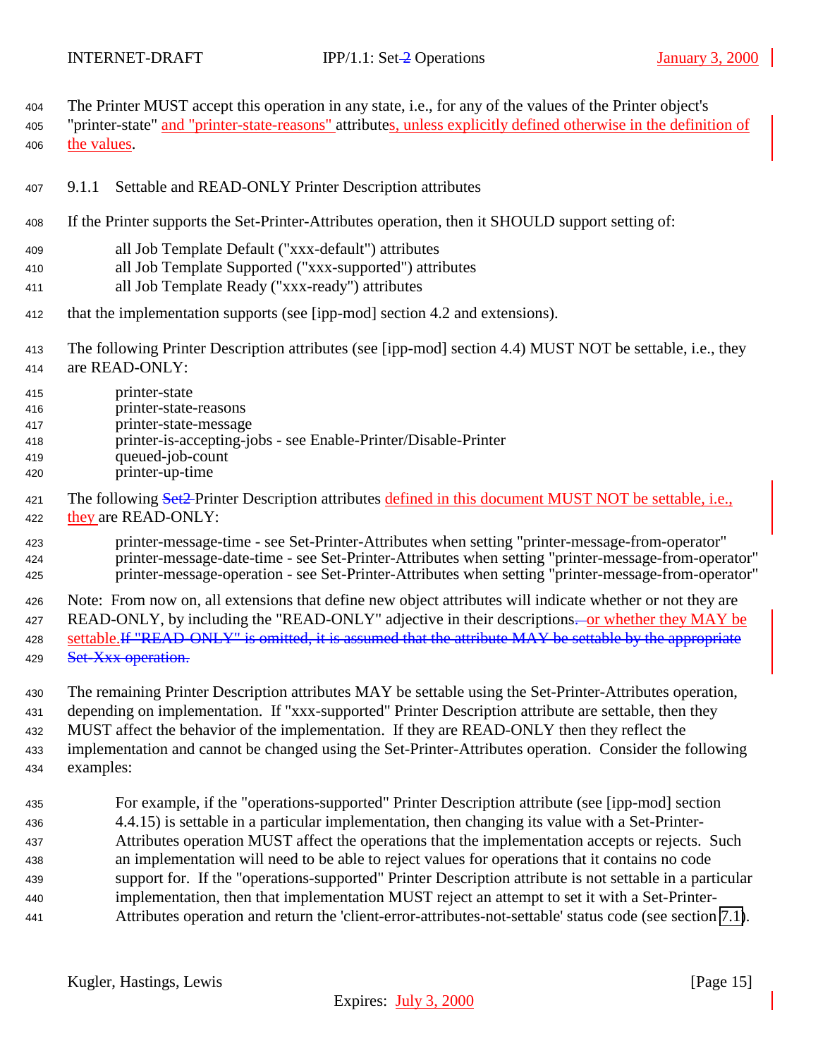The Printer MUST accept this operation in any state, i.e., for any of the values of the Printer object's "printer-state" and "printer-state-reasons" attributes, unless explicitly defined otherwise in the definition of the values.

### 9.1.1 Settable and READ-ONLY Printer Description attributes

If the Printer supports the Set-Printer-Attributes operation, then it SHOULD support setting of:

- all Job Template Default ("xxx-default") attributes
- all Job Template Supported ("xxx-supported") attributes
- all Job Template Ready ("xxx-ready") attributes

that the implementation supports (see [ipp-mod] section 4.2 and extensions).

The following Printer Description attributes (see [ipp-mod] section 4.4) MUST NOT be settable, i.e., they are READ-ONLY:

- printer-state
- printer-state-reasons
- printer-state-message
- printer-is-accepting-jobs - see Enable-Printer/Disable-Printer
- queued-job-count
- printer-up-time

The following ~~Set2~~ Printer Description attributes defined in this document MUST NOT be settable, i.e., they are READ-ONLY:

- printer-message-time - see Set-Printer-Attributes when setting "printer-message-from-operator"
- printer-message-date-time - see Set-Printer-Attributes when setting "printer-message-from-operator"
- printer-message-operation - see Set-Printer-Attributes when setting "printer-message-from-operator"

Note: From now on, all extensions that define new object attributes will indicate whether or not they are READ-ONLY, by including the "READ-ONLY" adjective in their descriptions~~.~~ or whether they MAY be settable.~~If "READ-ONLY" is omitted, it is assumed that the attribute MAY be settable by the appropriate Set-Xxx operation.~~

The remaining Printer Description attributes MAY be settable using the Set-Printer-Attributes operation, depending on implementation. If "xxx-supported" Printer Description attribute are settable, then they MUST affect the behavior of the implementation. If they are READ-ONLY then they reflect the implementation and cannot be changed using the Set-Printer-Attributes operation. Consider the following examples:

For example, if the "operations-supported" Printer Description attribute (see [ipp-mod] section 4.4.15) is settable in a particular implementation, then changing its value with a Set-Printer-Attributes operation MUST affect the operations that the implementation accepts or rejects. Such an implementation will need to be able to reject values for operations that it contains no code support for. If the "operations-supported" Printer Description attribute is not settable in a particular implementation, then that implementation MUST reject an attempt to set it with a Set-Printer-Attributes operation and return the 'client-error-attributes-not-settable' status code (see section 7.1).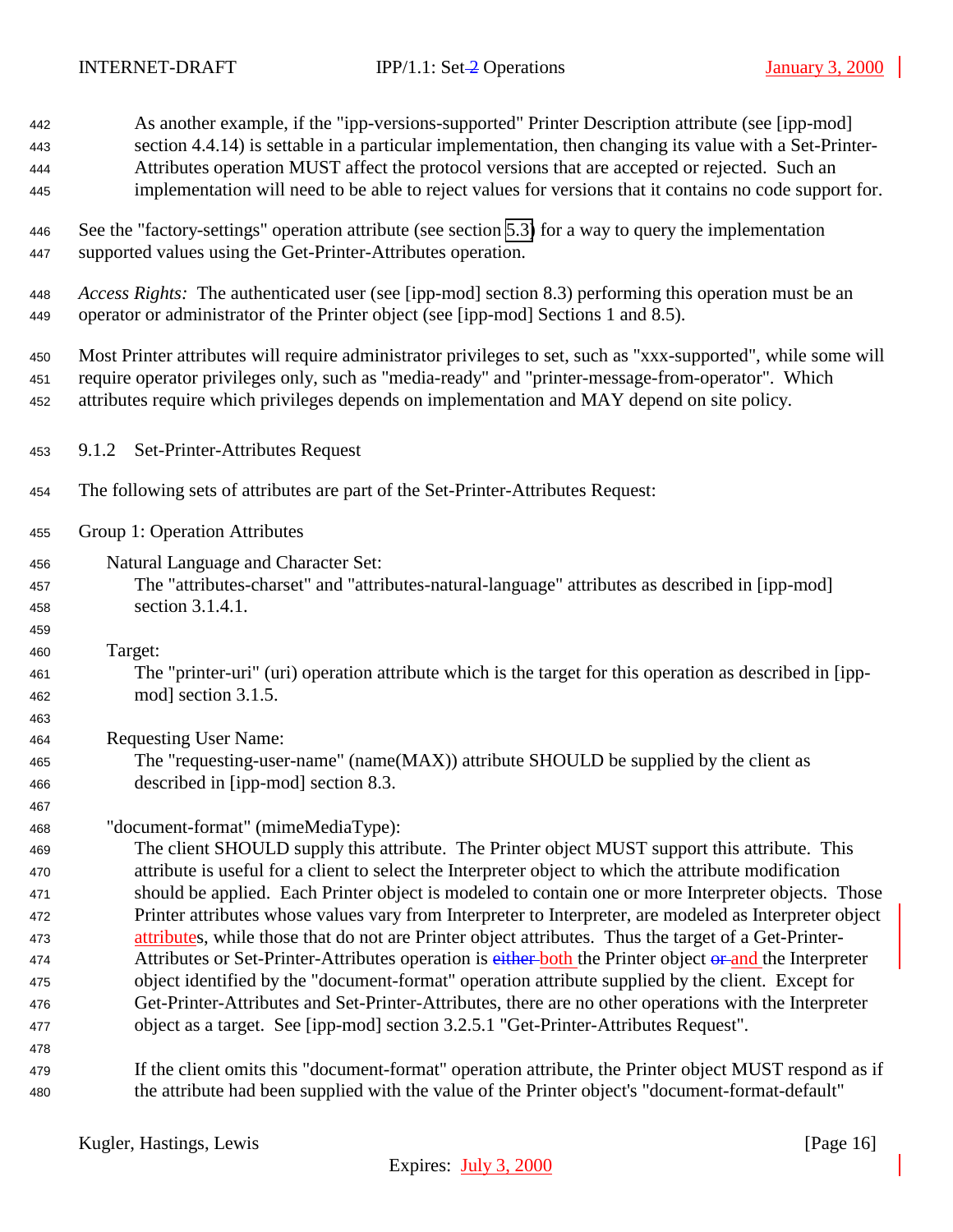As another example, if the "ipp-versions-supported" Printer Description attribute (see [ipp-mod] section 4.4.14) is settable in a particular implementation, then changing its value with a Set-Printer-Attributes operation MUST affect the protocol versions that are accepted or rejected. Such an implementation will need to be able to reject values for versions that it contains no code support for.

See the "factory-settings" operation attribute (see section 5.3) for a way to query the implementation supported values using the Get-Printer-Attributes operation.

*Access Rights:* The authenticated user (see [ipp-mod] section 8.3) performing this operation must be an operator or administrator of the Printer object (see [ipp-mod] Sections 1 and 8.5).

Most Printer attributes will require administrator privileges to set, such as "xxx-supported", while some will require operator privileges only, such as "media-ready" and "printer-message-from-operator". Which attributes require which privileges depends on implementation and MAY depend on site policy.

### 9.1.2 Set-Printer-Attributes Request

The following sets of attributes are part of the Set-Printer-Attributes Request:

Group 1: Operation Attributes

Natural Language and Character Set:
The "attributes-charset" and "attributes-natural-language" attributes as described in [ipp-mod] section 3.1.4.1.

Target:
The "printer-uri" (uri) operation attribute which is the target for this operation as described in [ipp-mod] section 3.1.5.

Requesting User Name:
The "requesting-user-name" (name(MAX)) attribute SHOULD be supplied by the client as described in [ipp-mod] section 8.3.

"document-format" (mimeMediaType):
The client SHOULD supply this attribute. The Printer object MUST support this attribute. This attribute is useful for a client to select the Interpreter object to which the attribute modification should be applied. Each Printer object is modeled to contain one or more Interpreter objects. Those Printer attributes whose values vary from Interpreter to Interpreter, are modeled as Interpreter object attributes, while those that do not are Printer object attributes. Thus the target of a Get-Printer-Attributes or Set-Printer-Attributes operation is both the Printer object and the Interpreter object identified by the "document-format" operation attribute supplied by the client. Except for Get-Printer-Attributes and Set-Printer-Attributes, there are no other operations with the Interpreter object as a target. See [ipp-mod] section 3.2.5.1 "Get-Printer-Attributes Request".

If the client omits this "document-format" operation attribute, the Printer object MUST respond as if the attribute had been supplied with the value of the Printer object's "document-format-default"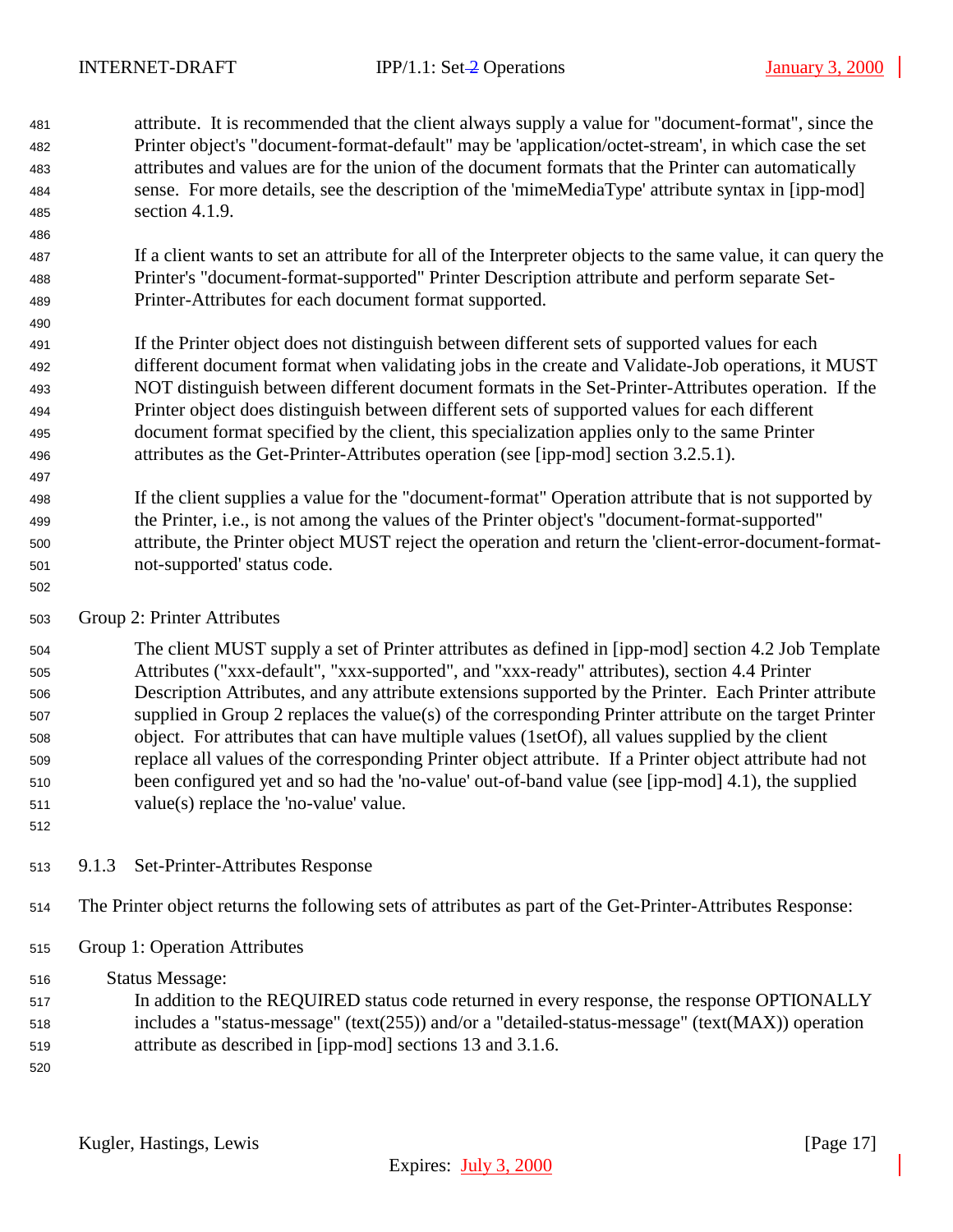attribute. It is recommended that the client always supply a value for "document-format", since the Printer object's "document-format-default" may be 'application/octet-stream', in which case the set attributes and values are for the union of the document formats that the Printer can automatically sense. For more details, see the description of the 'mimeMediaType' attribute syntax in [ipp-mod] section 4.1.9.

If a client wants to set an attribute for all of the Interpreter objects to the same value, it can query the Printer's "document-format-supported" Printer Description attribute and perform separate Set-Printer-Attributes for each document format supported.

If the Printer object does not distinguish between different sets of supported values for each different document format when validating jobs in the create and Validate-Job operations, it MUST NOT distinguish between different document formats in the Set-Printer-Attributes operation. If the Printer object does distinguish between different sets of supported values for each different document format specified by the client, this specialization applies only to the same Printer attributes as the Get-Printer-Attributes operation (see [ipp-mod] section 3.2.5.1).

If the client supplies a value for the "document-format" Operation attribute that is not supported by the Printer, i.e., is not among the values of the Printer object's "document-format-supported" attribute, the Printer object MUST reject the operation and return the 'client-error-document-format-not-supported' status code.

Group 2: Printer Attributes

The client MUST supply a set of Printer attributes as defined in [ipp-mod] section 4.2 Job Template Attributes ("xxx-default", "xxx-supported", and "xxx-ready" attributes), section 4.4 Printer Description Attributes, and any attribute extensions supported by the Printer. Each Printer attribute supplied in Group 2 replaces the value(s) of the corresponding Printer attribute on the target Printer object. For attributes that can have multiple values (1setOf), all values supplied by the client replace all values of the corresponding Printer object attribute. If a Printer object attribute had not been configured yet and so had the 'no-value' out-of-band value (see [ipp-mod] 4.1), the supplied value(s) replace the 'no-value' value.

### 9.1.3 Set-Printer-Attributes Response

The Printer object returns the following sets of attributes as part of the Get-Printer-Attributes Response:

Group 1: Operation Attributes

Status Message:
In addition to the REQUIRED status code returned in every response, the response OPTIONALLY includes a "status-message" (text(255)) and/or a "detailed-status-message" (text(MAX)) operation attribute as described in [ipp-mod] sections 13 and 3.1.6.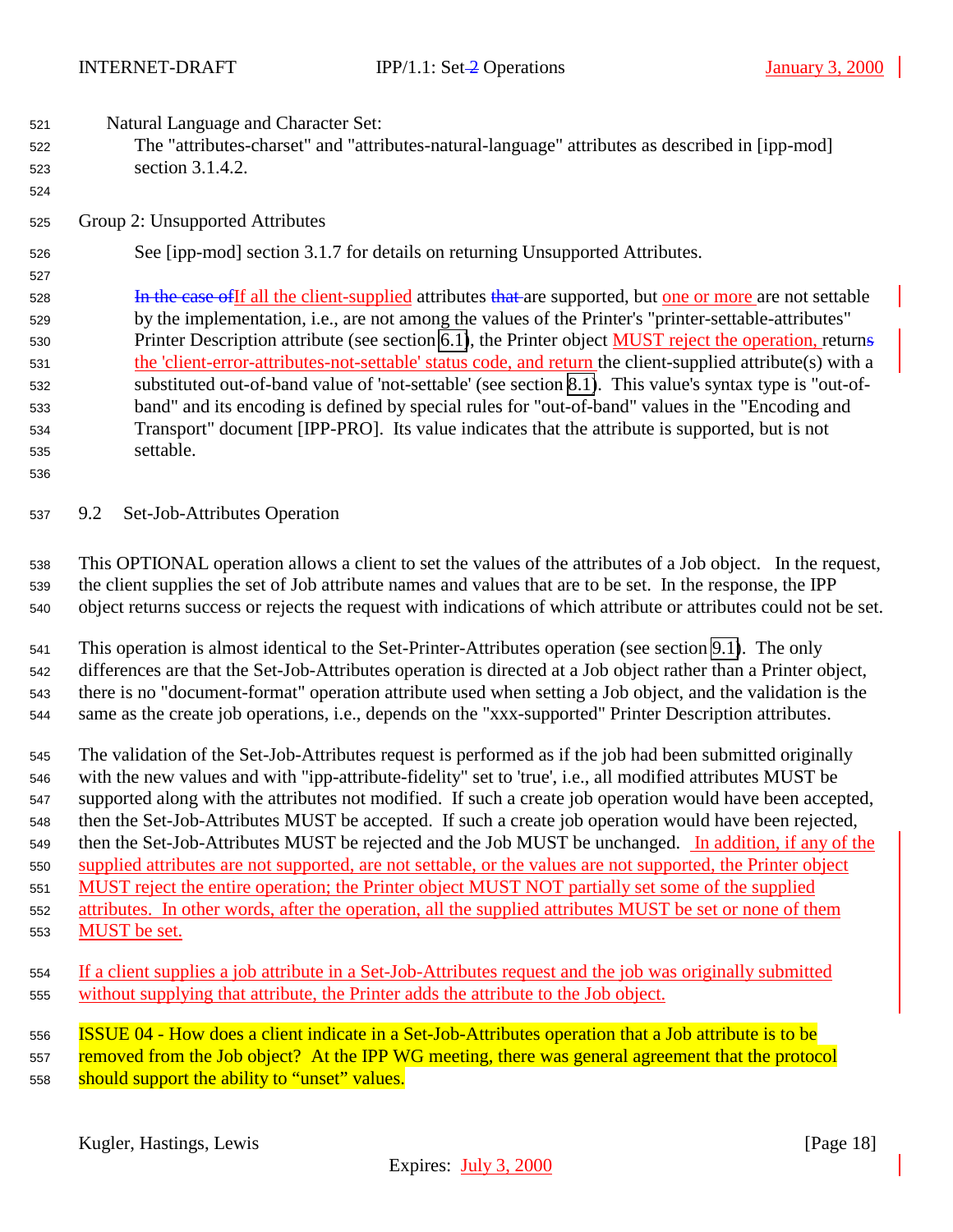Natural Language and Character Set:

The "attributes-charset" and "attributes-natural-language" attributes as described in [ipp-mod] section 3.1.4.2.

Group 2: Unsupported Attributes

See [ipp-mod] section 3.1.7 for details on returning Unsupported Attributes.

In the case ofIf all the client-supplied attributes that are supported, but one or more are not settable by the implementation, i.e., are not among the values of the Printer's "printer-settable-attributes" Printer Description attribute (see section 6.1), the Printer object MUST reject the operation, returns the 'client-error-attributes-not-settable' status code, and return the client-supplied attribute(s) with a substituted out-of-band value of 'not-settable' (see section 8.1). This value's syntax type is "out-of-band" and its encoding is defined by special rules for "out-of-band" values in the "Encoding and Transport" document [IPP-PRO]. Its value indicates that the attribute is supported, but is not settable.

## 9.2 Set-Job-Attributes Operation

This OPTIONAL operation allows a client to set the values of the attributes of a Job object. In the request, the client supplies the set of Job attribute names and values that are to be set. In the response, the IPP object returns success or rejects the request with indications of which attribute or attributes could not be set.

This operation is almost identical to the Set-Printer-Attributes operation (see section 9.1). The only differences are that the Set-Job-Attributes operation is directed at a Job object rather than a Printer object, there is no "document-format" operation attribute used when setting a Job object, and the validation is the same as the create job operations, i.e., depends on the "xxx-supported" Printer Description attributes.

The validation of the Set-Job-Attributes request is performed as if the job had been submitted originally with the new values and with "ipp-attribute-fidelity" set to 'true', i.e., all modified attributes MUST be supported along with the attributes not modified. If such a create job operation would have been accepted, then the Set-Job-Attributes MUST be accepted. If such a create job operation would have been rejected, then the Set-Job-Attributes MUST be rejected and the Job MUST be unchanged. In addition, if any of the supplied attributes are not supported, are not settable, or the values are not supported, the Printer object MUST reject the entire operation; the Printer object MUST NOT partially set some of the supplied attributes. In other words, after the operation, all the supplied attributes MUST be set or none of them MUST be set.

If a client supplies a job attribute in a Set-Job-Attributes request and the job was originally submitted without supplying that attribute, the Printer adds the attribute to the Job object.

ISSUE 04 - How does a client indicate in a Set-Job-Attributes operation that a Job attribute is to be removed from the Job object? At the IPP WG meeting, there was general agreement that the protocol should support the ability to "unset" values.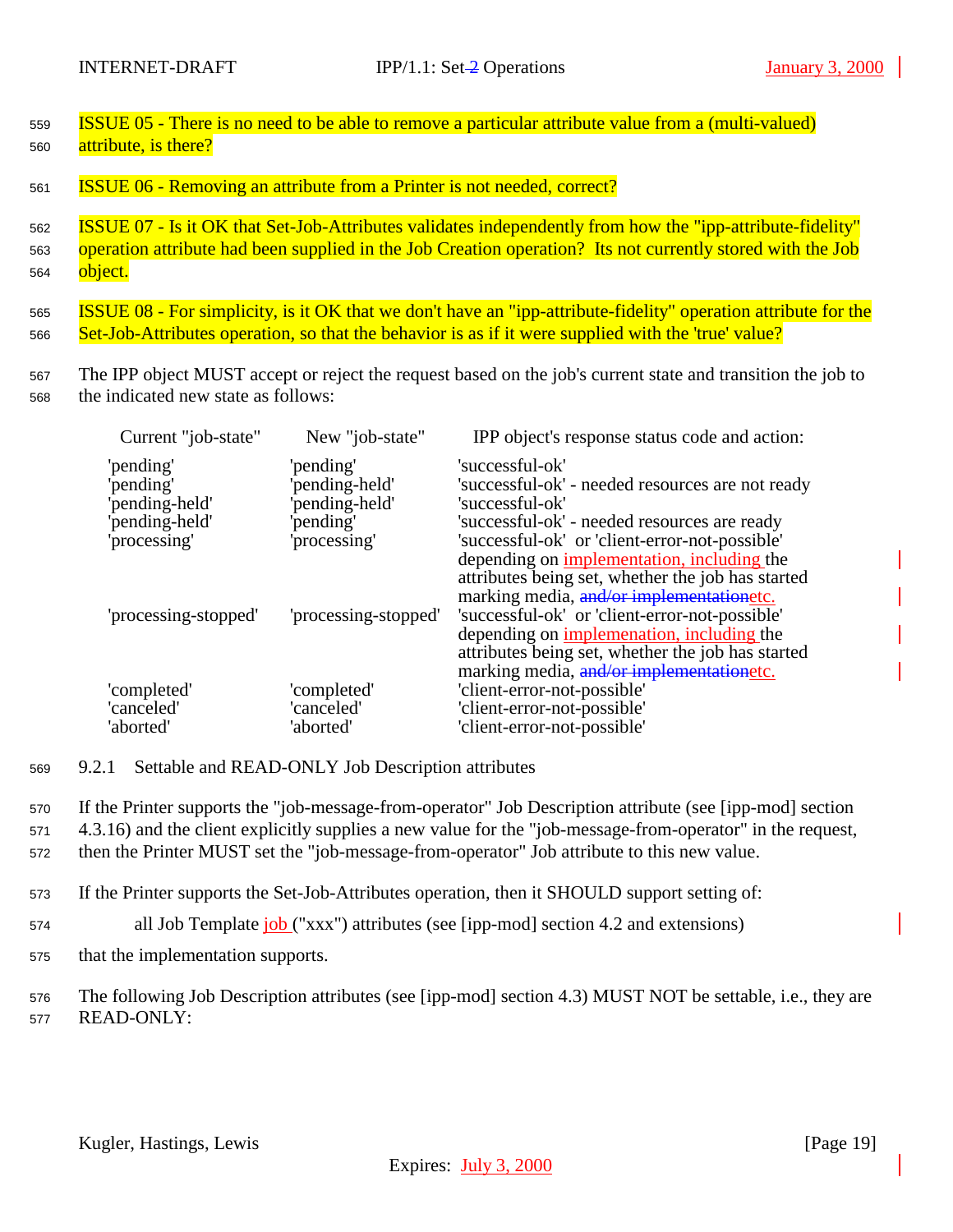ISSUE 05 - There is no need to be able to remove a particular attribute value from a (multi-valued) attribute, is there?

ISSUE 06 - Removing an attribute from a Printer is not needed, correct?

ISSUE 07 - Is it OK that Set-Job-Attributes validates independently from how the "ipp-attribute-fidelity" operation attribute had been supplied in the Job Creation operation? Its not currently stored with the Job object.

ISSUE 08 - For simplicity, is it OK that we don't have an "ipp-attribute-fidelity" operation attribute for the Set-Job-Attributes operation, so that the behavior is as if it were supplied with the 'true' value?

The IPP object MUST accept or reject the request based on the job's current state and transition the job to the indicated new state as follows:

| Current "job-state" | New "job-state" | IPP object's response status code and action: |
|---|---|---|
| 'pending' | 'pending' | 'successful-ok' |
| 'pending' | 'pending-held' | 'successful-ok' - needed resources are not ready |
| 'pending-held' | 'pending-held' | 'successful-ok' |
| 'pending-held' | 'pending' | 'successful-ok' - needed resources are ready |
| 'processing' | 'processing' | 'successful-ok' or 'client-error-not-possible' depending on implementation, including the attributes being set, whether the job has started marking media, ~~and/or implementation~~etc. |
| 'processing-stopped' | 'processing-stopped' | 'successful-ok' or 'client-error-not-possible' depending on implemenation, including the attributes being set, whether the job has started marking media, ~~and/or implementation~~etc. |
| 'completed' | 'completed' | 'client-error-not-possible' |
| 'canceled' | 'canceled' | 'client-error-not-possible' |
| 'aborted' | 'aborted' | 'client-error-not-possible' |

### 9.2.1 Settable and READ-ONLY Job Description attributes

If the Printer supports the "job-message-from-operator" Job Description attribute (see [ipp-mod] section 4.3.16) and the client explicitly supplies a new value for the "job-message-from-operator" in the request, then the Printer MUST set the "job-message-from-operator" Job attribute to this new value.

If the Printer supports the Set-Job-Attributes operation, then it SHOULD support setting of:

all Job Template job ("xxx") attributes (see [ipp-mod] section 4.2 and extensions)

that the implementation supports.

The following Job Description attributes (see [ipp-mod] section 4.3) MUST NOT be settable, i.e., they are READ-ONLY: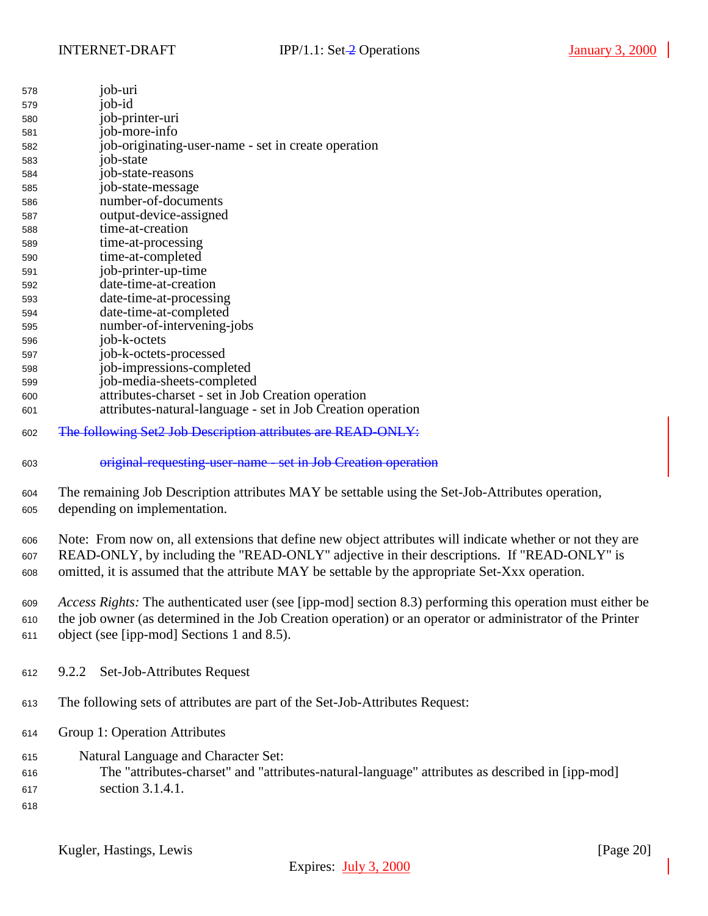job-uri
job-id
job-printer-uri
job-more-info
job-originating-user-name - set in create operation
job-state
job-state-reasons
job-state-message
number-of-documents
output-device-assigned
time-at-creation
time-at-processing
time-at-completed
job-printer-up-time
date-time-at-creation
date-time-at-processing
date-time-at-completed
number-of-intervening-jobs
job-k-octets
job-k-octets-processed
job-impressions-completed
job-media-sheets-completed
attributes-charset - set in Job Creation operation
attributes-natural-language - set in Job Creation operation

~~The following Set2 Job Description attributes are READ-ONLY:~~

~~original-requesting-user-name - set in Job Creation operation~~

The remaining Job Description attributes MAY be settable using the Set-Job-Attributes operation, depending on implementation.

Note: From now on, all extensions that define new object attributes will indicate whether or not they are READ-ONLY, by including the "READ-ONLY" adjective in their descriptions. If "READ-ONLY" is omitted, it is assumed that the attribute MAY be settable by the appropriate Set-Xxx operation.

*Access Rights:* The authenticated user (see [ipp-mod] section 8.3) performing this operation must either be the job owner (as determined in the Job Creation operation) or an operator or administrator of the Printer object (see [ipp-mod] Sections 1 and 8.5).

### 9.2.2 Set-Job-Attributes Request

The following sets of attributes are part of the Set-Job-Attributes Request:

Group 1: Operation Attributes

Natural Language and Character Set:
The "attributes-charset" and "attributes-natural-language" attributes as described in [ipp-mod] section 3.1.4.1.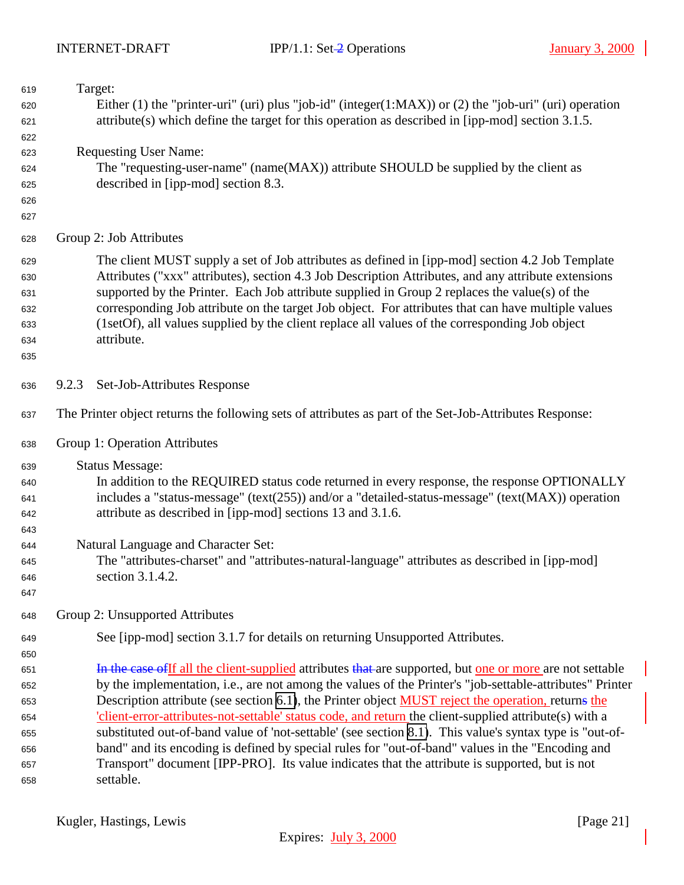Target:
Either (1) the "printer-uri" (uri) plus "job-id" (integer(1:MAX)) or (2) the "job-uri" (uri) operation attribute(s) which define the target for this operation as described in [ipp-mod] section 3.1.5.

Requesting User Name:
The "requesting-user-name" (name(MAX)) attribute SHOULD be supplied by the client as described in [ipp-mod] section 8.3.

Group 2: Job Attributes

The client MUST supply a set of Job attributes as defined in [ipp-mod] section 4.2 Job Template Attributes ("xxx" attributes), section 4.3 Job Description Attributes, and any attribute extensions supported by the Printer. Each Job attribute supplied in Group 2 replaces the value(s) of the corresponding Job attribute on the target Job object. For attributes that can have multiple values (1setOf), all values supplied by the client replace all values of the corresponding Job object attribute.

### 9.2.3 Set-Job-Attributes Response

The Printer object returns the following sets of attributes as part of the Set-Job-Attributes Response:

Group 1: Operation Attributes

Status Message:
In addition to the REQUIRED status code returned in every response, the response OPTIONALLY includes a "status-message" (text(255)) and/or a "detailed-status-message" (text(MAX)) operation attribute as described in [ipp-mod] sections 13 and 3.1.6.

Natural Language and Character Set:
The "attributes-charset" and "attributes-natural-language" attributes as described in [ipp-mod] section 3.1.4.2.

Group 2: Unsupported Attributes

See [ipp-mod] section 3.1.7 for details on returning Unsupported Attributes.

~~In the case of~~If all the client-supplied attributes ~~that~~ are supported, but one or more are not settable by the implementation, i.e., are not among the values of the Printer's "job-settable-attributes" Printer Description attribute (see section 6.1), the Printer object MUST reject the operation, return~~s~~ the 'client-error-attributes-not-settable' status code, and return the client-supplied attribute(s) with a substituted out-of-band value of 'not-settable' (see section 8.1). This value's syntax type is "out-of-band" and its encoding is defined by special rules for "out-of-band" values in the "Encoding and Transport" document [IPP-PRO]. Its value indicates that the attribute is supported, but is not settable.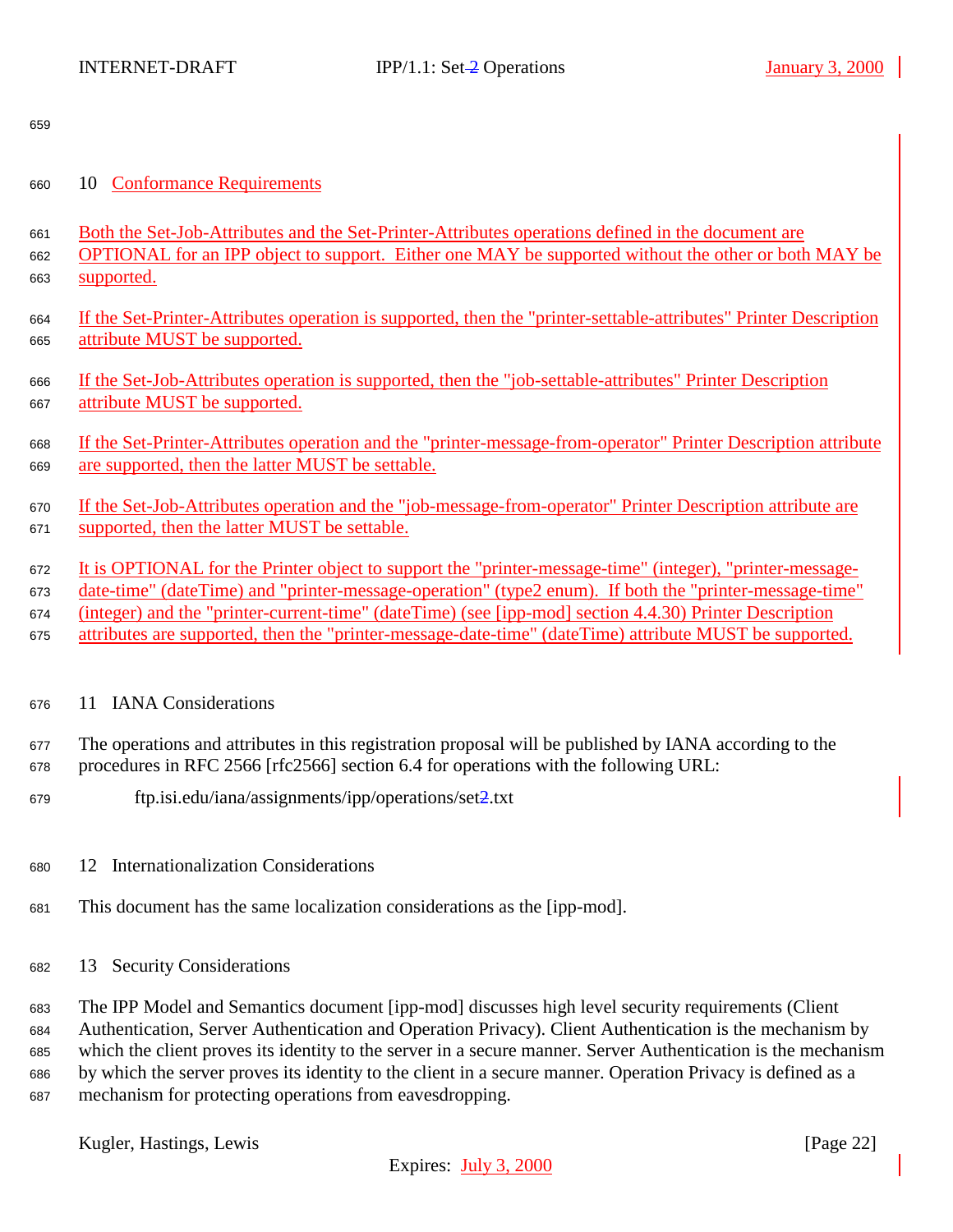## 10 Conformance Requirements

Both the Set-Job-Attributes and the Set-Printer-Attributes operations defined in the document are OPTIONAL for an IPP object to support. Either one MAY be supported without the other or both MAY be supported.

If the Set-Printer-Attributes operation is supported, then the "printer-settable-attributes" Printer Description attribute MUST be supported.

If the Set-Job-Attributes operation is supported, then the "job-settable-attributes" Printer Description attribute MUST be supported.

If the Set-Printer-Attributes operation and the "printer-message-from-operator" Printer Description attribute are supported, then the latter MUST be settable.

If the Set-Job-Attributes operation and the "job-message-from-operator" Printer Description attribute are supported, then the latter MUST be settable.

It is OPTIONAL for the Printer object to support the "printer-message-time" (integer), "printer-message-date-time" (dateTime) and "printer-message-operation" (type2 enum). If both the "printer-message-time" (integer) and the "printer-current-time" (dateTime) (see [ipp-mod] section 4.4.30) Printer Description attributes are supported, then the "printer-message-date-time" (dateTime) attribute MUST be supported.

## 11 IANA Considerations

The operations and attributes in this registration proposal will be published by IANA according to the procedures in RFC 2566 [rfc2566] section 6.4 for operations with the following URL:

ftp.isi.edu/iana/assignments/ipp/operations/set2.txt

## 12 Internationalization Considerations

This document has the same localization considerations as the [ipp-mod].

## 13 Security Considerations

The IPP Model and Semantics document [ipp-mod] discusses high level security requirements (Client Authentication, Server Authentication and Operation Privacy). Client Authentication is the mechanism by which the client proves its identity to the server in a secure manner. Server Authentication is the mechanism by which the server proves its identity to the client in a secure manner. Operation Privacy is defined as a mechanism for protecting operations from eavesdropping.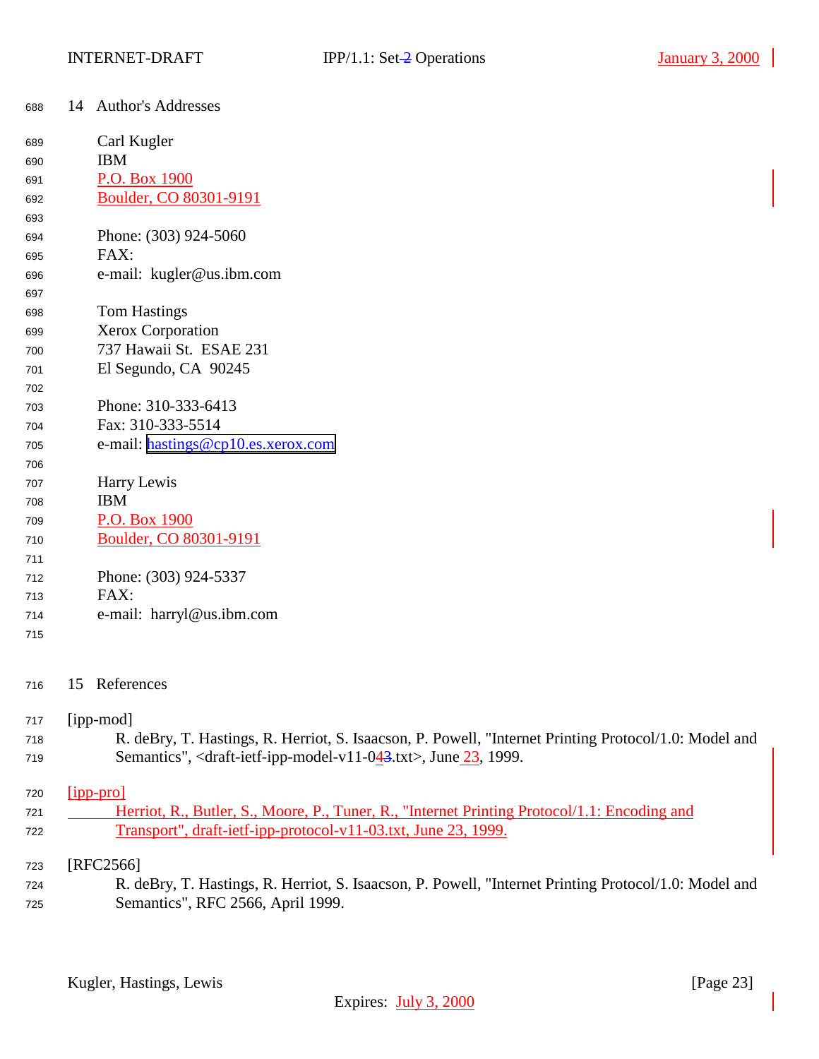## 14 Author's Addresses

Carl Kugler
IBM
P.O. Box 1900
Boulder, CO 80301-9191

Phone: (303) 924-5060
FAX:
e-mail: kugler@us.ibm.com

Tom Hastings
Xerox Corporation
737 Hawaii St. ESAE 231
El Segundo, CA 90245

Phone: 310-333-6413
Fax: 310-333-5514
e-mail: hastings@cp10.es.xerox.com

Harry Lewis
IBM
P.O. Box 1900
Boulder, CO 80301-9191

Phone: (303) 924-5337
FAX:
e-mail: harryl@us.ibm.com

## 15 References

[ipp-mod]
R. deBry, T. Hastings, R. Herriot, S. Isaacson, P. Powell, "Internet Printing Protocol/1.0: Model and Semantics", <draft-ietf-ipp-model-v11-04.txt>, June 23, 1999.

[ipp-pro]
Herriot, R., Butler, S., Moore, P., Tuner, R., "Internet Printing Protocol/1.1: Encoding and Transport", draft-ietf-ipp-protocol-v11-03.txt, June 23, 1999.

[RFC2566]
R. deBry, T. Hastings, R. Herriot, S. Isaacson, P. Powell, "Internet Printing Protocol/1.0: Model and Semantics", RFC 2566, April 1999.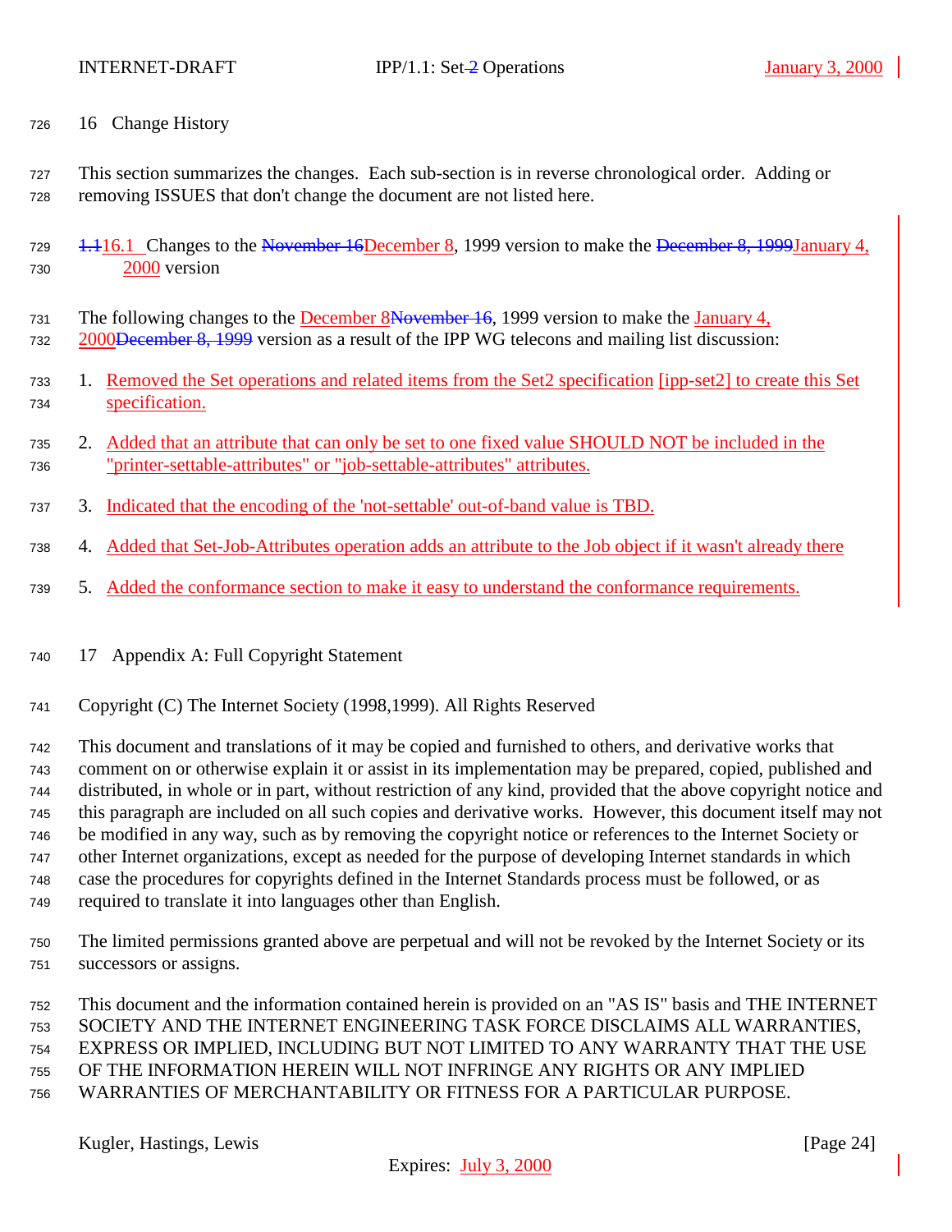# 16 Change History

This section summarizes the changes. Each sub-section is in reverse chronological order. Adding or removing ISSUES that don't change the document are not listed here.

## ~~1.1~~16.1 Changes to the ~~November 16~~December 8, 1999 version to make the ~~December 8, 1999~~January 4, 2000 version

The following changes to the December 8~~November 16~~, 1999 version to make the January 4, 2000~~December 8, 1999~~ version as a result of the IPP WG telecons and mailing list discussion:

1. Removed the Set operations and related items from the Set2 specification [ipp-set2] to create this Set specification.
2. Added that an attribute that can only be set to one fixed value SHOULD NOT be included in the "printer-settable-attributes" or "job-settable-attributes" attributes.
3. Indicated that the encoding of the 'not-settable' out-of-band value is TBD.
4. Added that Set-Job-Attributes operation adds an attribute to the Job object if it wasn't already there
5. Added the conformance section to make it easy to understand the conformance requirements.

# 17 Appendix A: Full Copyright Statement

Copyright (C) The Internet Society (1998,1999). All Rights Reserved

This document and translations of it may be copied and furnished to others, and derivative works that comment on or otherwise explain it or assist in its implementation may be prepared, copied, published and distributed, in whole or in part, without restriction of any kind, provided that the above copyright notice and this paragraph are included on all such copies and derivative works. However, this document itself may not be modified in any way, such as by removing the copyright notice or references to the Internet Society or other Internet organizations, except as needed for the purpose of developing Internet standards in which case the procedures for copyrights defined in the Internet Standards process must be followed, or as required to translate it into languages other than English.

The limited permissions granted above are perpetual and will not be revoked by the Internet Society or its successors or assigns.

This document and the information contained herein is provided on an "AS IS" basis and THE INTERNET SOCIETY AND THE INTERNET ENGINEERING TASK FORCE DISCLAIMS ALL WARRANTIES, EXPRESS OR IMPLIED, INCLUDING BUT NOT LIMITED TO ANY WARRANTY THAT THE USE OF THE INFORMATION HEREIN WILL NOT INFRINGE ANY RIGHTS OR ANY IMPLIED WARRANTIES OF MERCHANTABILITY OR FITNESS FOR A PARTICULAR PURPOSE.